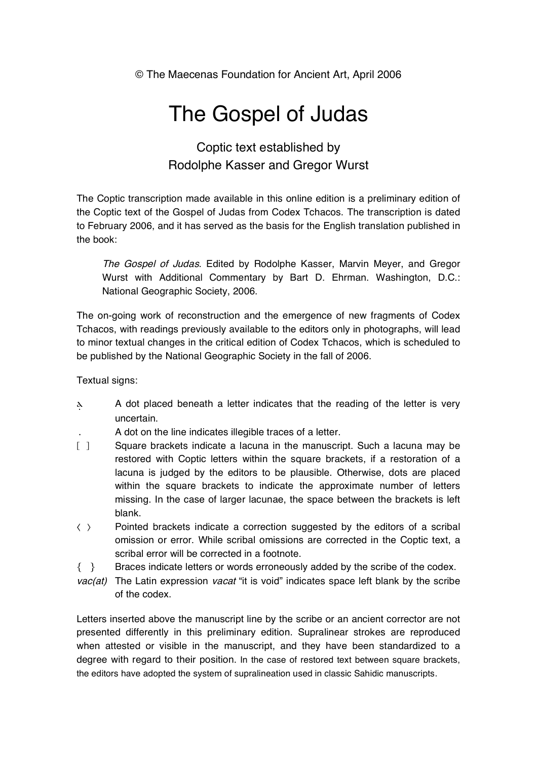© The Maecenas Foundation for Ancient Art, April 2006

# The Gospel of Judas

## Coptic text established by Rodolphe Kasser and Gregor Wurst

The Coptic transcription made available in this online edition is a preliminary edition of the Coptic text of the Gospel of Judas from Codex Tchacos. The transcription is dated to February 2006, and it has served as the basis for the English translation published in the book:

> *The Gospel of Judas.* Edited by Rodolphe Kasser, Marvin Meyer, and Gregor Wurst with Additional Commentary by Bart D. Ehrman. Washington, D.C.: National Geographic Society, 2006.

The on-going work of reconstruction and the emergence of new fragments of Codex Tchacos, with readings previously available to the editors only in photographs, will lead to minor textual changes in the critical edition of Codex Tchacos, which is scheduled to be published by the National Geographic Society in the fall of 2006.

Textual signs:

- ⲁ̣ A dot placed beneath a letter indicates that the reading of the letter is very uncertain.
- . A dot on the line indicates illegible traces of a letter.
- [ ] Square brackets indicate a lacuna in the manuscript. Such a lacuna may be restored with Coptic letters within the square brackets, if a restoration of a lacuna is judged by the editors to be plausible. Otherwise, dots are placed within the square brackets to indicate the approximate number of letters missing. In the case of larger lacunae, the space between the brackets is left blank.
- 〈 〉 Pointed brackets indicate a correction suggested by the editors of a scribal omission or error. While scribal omissions are corrected in the Coptic text, a scribal error will be corrected in a footnote.
- { } Braces indicate letters or words erroneously added by the scribe of the codex.
- *vac(at)* The Latin expression *vacat* "it is void" indicates space left blank by the scribe of the codex.

Letters inserted above the manuscript line by the scribe or an ancient corrector are not presented differently in this preliminary edition. Supralinear strokes are reproduced when attested or visible in the manuscript, and they have been standardized to a degree with regard to their position. In the case of restored text between square brackets, the editors have adopted the system of supralineation used in classic Sahidic manuscripts.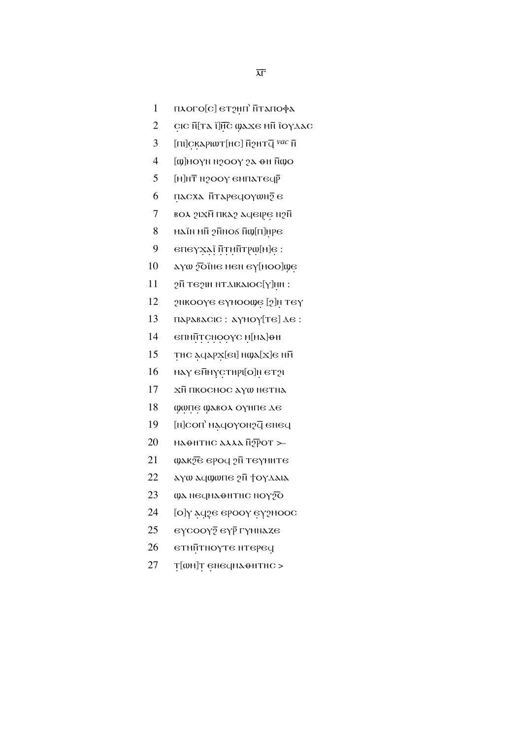1 ⲡⲗⲟⲅⲟ[ⲥ] ⲉⲧϩⲏⲡ' ⲛ̄ⲧⲁⲡⲟⲫⲁ

2 ⲥ̣ⲓⲥ ⲛ̄[ⲧⲁ ⲓ̈]ⲏ̄ⲥ̄ ϣⲁϫⲉ ⲙⲛ̄ ⲓ̈ⲟⲩⲇⲁⲥ

3 [ⲡⲓ]ⲥ̣ⲕ̣ⲁⲣⲓⲱⲧ[ⲏⲥ] ⲛ̄ϩⲏⲧϥ̄ *vac* ⲛ̄

4 [ϣ]ⲙⲟⲩⲛ ⲛϩⲟⲟⲩ ϩⲁ ⲑⲏ ⲛ̄ϣⲟ

5 [ⲙ]ⲛ̄ⲧ̄ ⲛϩⲟⲟⲩ ⲉⲙⲡⲁⲧⲉϥⲣ̄

6 ⲡ̣ⲁⲥⲭⲁ ⲛ̄ⲧⲁⲣⲉϥⲟⲩⲱⲛϩ̄ ⲉ

7 ⲃⲟⲗ ϩⲓϫⲙ̄ ⲡⲕⲁϩ ⲁϥⲉⲓⲣⲉ̣ ⲛϩⲛ̄

8 ⲙⲁⲓ̈ⲛ ⲙⲛ̄ ϩⲛ̄ⲛⲟϭ ⲛ̄ϣ[ⲡ]ⲏ̣ⲣⲉ

9 ⲉⲡⲉⲩϫ̣ⲁ̣ⲓ̈ ⲛ̄ⲧ̣ⲙⲛ̄ⲧⲣ̣ⲱ̣[ⲙ]ⲉ̣ :

10 ⲁⲩⲱ ϩ̄ⲟⲓ̈ⲛⲉ ⲙⲉⲛ ⲉⲩ[ⲙⲟⲟ]ϣⲉ̣

11 ϩⲛ̄ ⲧⲉϩⲓⲏ ⲛⲧⲇⲓⲕⲁⲓⲟⲥ[ⲩ]ⲛ̣ⲏ :

12 ϩⲛⲕⲟⲟⲩⲉ ⲉⲩⲙⲟⲟϣⲉ̣ [ϩ]ⲛ̣ ⲧⲉⲩ

13 ⲡⲁⲣⲁⲃⲁⲥⲓⲥ : ⲁⲩⲙⲟⲩ̣[ⲧⲉ] ⲇⲉ :

14 ⲉⲡⲙⲛ̣̄ⲧ̣ⲥ̣ⲛ̣ⲟ̣ⲟ̣ⲩⲥ ⲙ̣[ⲙⲁ]ⲑⲏ

15 ⲧ̣ⲏⲥ ⲁ̣ϥⲁⲣⲭ̣[ⲉⲓ] ⲛϣⲁ[ϫ]ⲉ ⲛⲙ̄

16 ⲙⲁⲩ ⲉⲙ̄ⲙⲩⲥ̣ⲧⲏⲣⲓ[ⲟ]ⲛ̣ ⲉⲧϩⲓ

17 ϫⲙ̄ ⲡⲕⲟⲥⲙⲟⲥ ⲁⲩⲱ ⲛⲉⲧⲛⲁ

18 ϣ̣ⲱⲡⲉ̣ ϣⲁⲃⲟⲗ ⲟⲩⲏⲡⲉ ⲇⲉ

19 [ⲛ]ⲥⲟⲡ' ⲙ̣ⲁϥⲟⲩⲟⲛϩϥ̄ ⲉⲛⲉϥ

20 ⲙⲁⲑⲏⲧⲏⲥ ⲁⲗⲗⲁ ⲛ̄ϩ̄ⲣⲟⲧ >—

21 ϣⲁⲕϩ̄ⲉ̄ ⲉⲣⲟϥ ϩⲛ̄ ⲧⲉⲩⲙⲏⲧⲉ

22 ⲁⲩⲱ ⲁϥϣⲱⲡⲉ ϩⲛ̄ ϯⲟⲩⲇⲁⲓⲁ

23 ϣⲁ ⲛⲉϥⲙⲁⲑⲏⲧⲏⲥ ⲛⲟⲩϩ̄ⲟ̄

24 [ⲟ]ⲩ ⲁ̣ϥϩ̣ⲉ ⲉⲣⲟⲟⲩ ⲉ̣ⲩϩⲙⲟⲟⲥ

25 ⲉⲩⲥⲟⲟⲩϩ̄ ⲉⲩⲣ̄ ⲅⲩⲙⲛⲁⲍⲉ

26 ⲉⲧⲙⲛ̄ⲧⲛⲟⲩⲧⲉ ⲛⲧⲉⲣⲉϥ

27 ⲧ̣[ⲱⲙ]ⲧ̣ ⲉ̣ⲛⲉϥⲙⲁⲑⲏⲧⲏⲥ >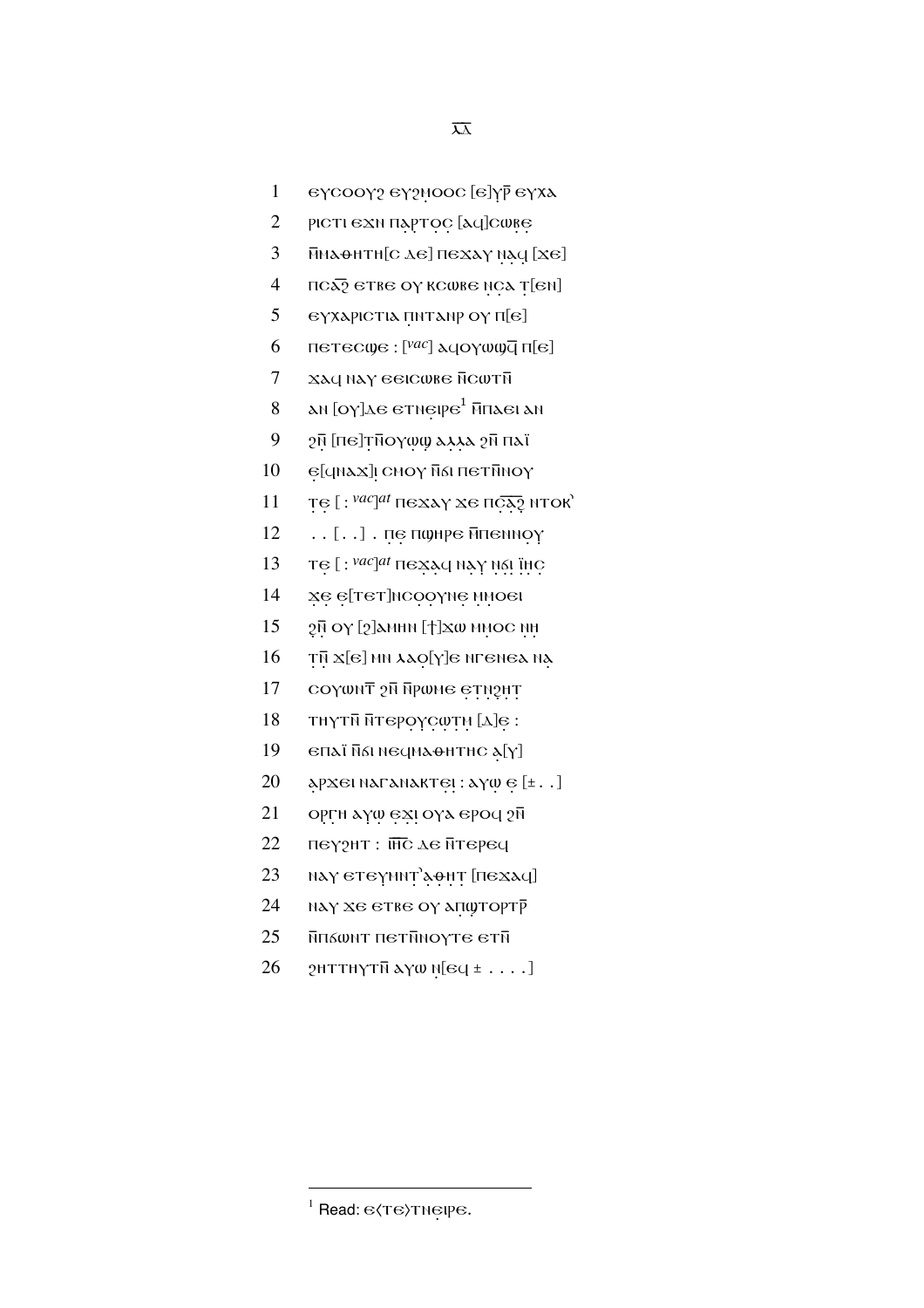λ̄λ̄

1 ⲉⲩⲥⲟⲟⲩϩ ⲉⲩϩⲙ̣ⲟⲟⲥ [ⲉ]ⲩⲣ̄ ⲉⲩⲭⲁ

2 ⲣⲓⲥⲧⲓ ⲉϫⲛ ⲡⲁ̣ⲣ̣ⲧⲟ̣ⲥ̣ [ⲁϥ]ⲥⲱⲃ̣ⲉ̣

3 ⲛ̄ⲙⲁⲑⲏⲧⲏ[ⲥ ⲇⲉ] ⲡⲉϫⲁⲩ ⲛ̣ⲁ̣ϥ [ϫⲉ]

4 ⲡⲥⲁ̄ϩ̣ ⲉⲧⲃⲉ ⲟⲩ ⲕⲥⲱⲃⲉ ⲛ̣ⲥ̣ⲁ ⲧ̣[ⲉⲛ]

5 ⲉⲩⲭⲁⲣⲓⲥⲧⲓⲁ ⲡ̣ⲛⲧⲁⲛⲣ ⲟⲩ ⲡ[ⲉ]

6 ⲡⲉⲧⲉⲥϣⲉ : [*vac*] ⲁϥⲟⲩⲱϣⲃ̄ ⲡ[ⲉ]

7 ϫⲁϥ ⲛⲁⲩ ⲉⲉⲓⲥⲱⲃⲉ ⲛ̄ⲥⲱⲧⲛ̄

8 ⲁⲛ [ⲟⲩ]ⲇⲉ ⲉⲧⲛⲉ̣ⲓⲣⲉ[1] ⲛ̄ⲡⲁⲉⲓ ⲁⲛ

9 ϩⲛ̣̄ [ⲡⲉ]ⲧ̣ⲛ̄ⲟⲩⲱϣ̣ ⲁ̣ⲗ̣ⲗ̣ⲁ ϩⲛ̄ ⲡⲁï

10 ⲉ̣[ϥⲛⲁϫ]ⲓ̣ ⲥⲙⲟⲩ ⲛ̄ϭⲓ ⲡⲉⲧⲛ̄ⲛⲟⲩ

11 ⲧⲉ̣ [ : *vac*]*at* ⲡⲉϫⲁⲩ ϫⲉ ⲡⲥ̣̄ⲁ̣̄ϩ̣̄ ⲛⲧⲟⲕ᾽

12 . . [. .] . ⲡ̣ⲉ̣ ⲡϣⲏⲣⲉ ⲙ̄ⲡⲉⲛⲛⲟ̣ⲩ̣

13 ⲧⲉ̣ [ : *vac*]*at* ⲡⲉϫ̣ⲁ̣ϥ ⲛ̣ⲁ̣ⲩ̣ ⲛ̣ϭ̣ⲓ̣ ⲓ̈ⲏ̣ⲥ̣

14 ϫ̣ⲉ̣ ⲉ̣[ⲧⲉⲧ]ⲛⲥⲟ̣ⲟ̣ⲩⲛⲉ̣ ⲙ̣ⲙ̣ⲟⲉⲓ

15 ϩ̣ⲛ̄ ⲟⲩ [ϩ]ⲁⲙⲏⲛ [†]ϫⲱ ⲙ̣ⲙⲟⲥ ⲛ̣ⲏ̣

16 ⲧ̣ⲛ̣̄ ϫ[ⲉ] ⲙⲛ ⲗⲁⲟ̣[ⲩ]ⲉ ⲛⲅⲉⲛⲉⲁ ⲛⲁ̣

17 ⲥⲟⲩⲱⲛⲧ̄ ϩⲛ̄ ⲛ̄ⲣⲱⲙⲉ ⲉ̣ⲧ̣ⲛ̣ϩ̣ⲏ̣ⲧ̣

18 ⲧⲏⲩⲧⲛ̄ ⲛ̄ⲧⲉⲣⲟ̣ⲩ̣ⲥ̣ⲱⲧⲙ̣ [ⲇ]ⲉ̣ :

19 ⲉⲡⲁï ⲛ̄ϭⲓ ⲛⲉϥⲙⲁⲑⲏⲧⲏⲥ ⲁ̣[ⲩ]

20 ⲁ̣ⲣⲭⲉⲓ ⲛⲁⲅⲁⲛⲁⲕⲧⲉ̣ⲓ̣ : ⲁⲩⲱ̣ ⲉ̣ [± . .]

21 ⲟⲣ̣ⲅ̣ⲏ ⲁⲩ̣ⲱ̣ ⲉ̣ϫ̣ⲓ̣ ⲟⲩⲁ ⲉⲣⲟϥ ϩⲛ̄

22 ⲡⲉⲩϩⲏⲧ : ⲓ̄ⲏ̄ⲥ̄ ⲇⲉ ⲛ̄ⲧⲉⲣⲉϥ

23 ⲛⲁⲩ ⲉⲧⲉⲩⲙⲛ̣ⲧ̣᾽ⲁ̣ⲑ̣ⲏ̣ⲧ̣ [ⲡⲉϫⲁϥ]

24 ⲛⲁⲩ ϫⲉ ⲉⲧⲃⲉ ⲟⲩ ⲁ̣ⲡ̣ϣⲧⲟⲣⲧⲣ̄

25 ⲛ̄ⲡϭⲱⲛⲧ ⲡⲉⲧⲛ̄ⲛⲟⲩⲧⲉ ⲉⲧⲛ̄

26 ϩⲏⲧⲧⲏⲩⲧⲛ̄ ⲁⲩⲱ ⲛ̣[ⲉϥ ± . . . .]

---

[1] Read: ⲉ⟨ⲧⲉ⟩ⲧⲛⲉ̣ⲓⲣⲉ.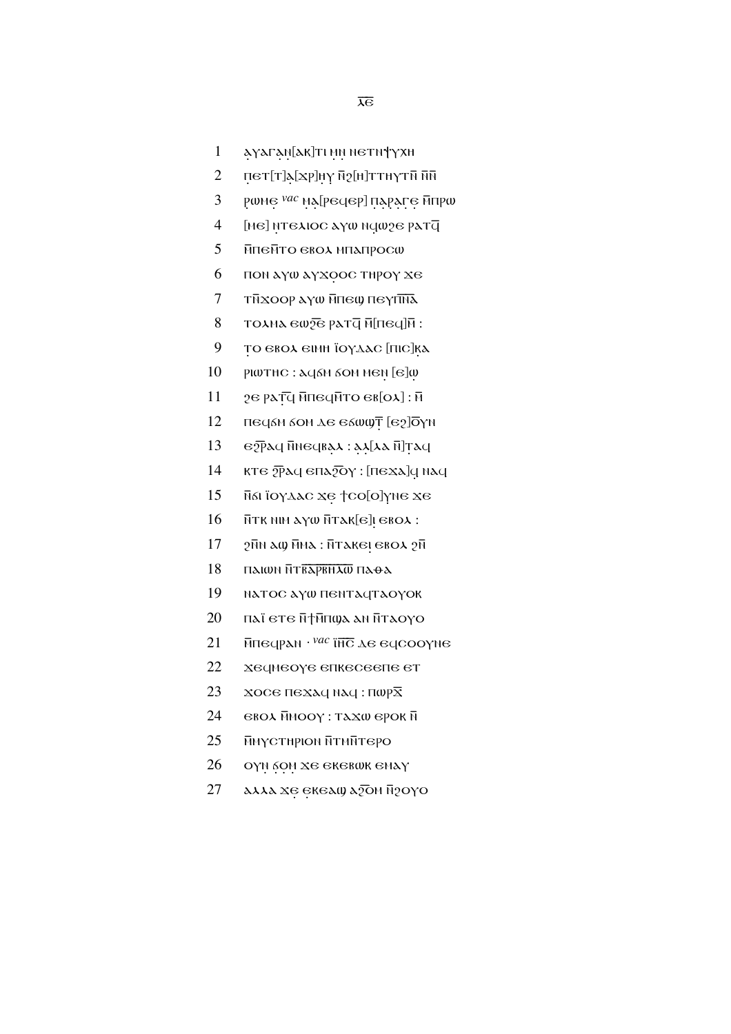1 ⲁ̣ⲩⲁⲅⲁ̣ⲛ̣[ⲁⲕ]ⲧⲓ ⲙ̣ⲛ̣ ⲛⲉⲧⲛ̄ⲯⲩⲭⲏ

2 ⲡ̣ⲉⲧ[ⲧ]ⲁ̣[ⲭⲣ]ⲏ̣ⲩ̣ ⲛ̄ϩ[ⲏ]ⲧⲧⲏⲩⲧⲛ̄ ⲛ̄ⲛ̄

3 ⲣ̣ⲱⲙⲉ̣ *vac* ⲙ̣ⲁ̣[ⲣⲉϥⲉⲣ] ⲡ̣ⲁ̣ⲣ̣ⲁ̣ⲅⲉ̣ ⲙ̄ⲡⲣⲱ

4 [ⲙⲉ] ⲛ̣ⲧⲉⲗⲓⲟⲥ ⲁⲩⲱ ⲛϥⲱϩⲉ ⲣⲁⲧϥ̄

5 ⲙ̄ⲡⲉⲙ̄ⲧⲟ ⲉⲃⲟⲗ ⲙⲡⲁⲡⲣⲟⲥⲱ

6 ⲡⲟⲛ ⲁⲩⲱ ⲁⲩϫⲟ̣ⲟⲥ ⲧⲏⲣⲟⲩ ϫⲉ

7 ⲧⲛ̄ϫⲟⲟⲣ ⲁⲩⲱ ⲙ̄ⲡⲉϣ ⲡⲉⲩⲡ̅ⲛ̅ⲁ̅

8 ⲧⲟⲗⲙⲁ ⲉⲱϩ̄ⲉ ⲣⲁⲧϥ̄ ⲙ̄[ⲡⲉϥ]ⲙ̄ :

9 ⲧ̣ⲟ ⲉⲃⲟⲗ ⲉⲓⲙⲏ ⲓ̈ⲟⲩⲇⲁⲥ [ⲡⲓⲥ]ⲕ̣ⲁ

10 ⲣⲓⲱⲧⲏⲥ : ⲁϥϭⲙ ϭⲟⲙ ⲙⲉⲛ̣ [ⲉ]ⲱ̣

11 ϩⲉ ⲣⲁⲧ̣ϥ̄ ⲙ̄ⲡⲉϥⲙ̄ⲧⲟ ⲉⲃ[ⲟⲗ] : ⲙ̄

12 ⲡⲉϥϭⲙ ϭⲟⲙ ⲇⲉ ⲉϭⲱϣⲧ̣̄ [ⲉϩ]ⲟ̄ⲩⲛ

13 ⲉϩ̄ⲣⲁϥ ⲙ̄ⲛⲉϥⲃⲁ̣ⲗ̣ : ⲁ̣ⲗ̣[ⲗⲁ ⲛ̄]ⲧ̣ⲁϥ

14 ⲕⲧⲉ ϩ̄ⲣⲁϥ ⲉⲡⲁϩ̄ⲟⲩ : [ⲡⲉϫⲁ]ϥ̣ ⲛⲁϥ

15 ⲛ̄ϭⲓ ⲓ̈ⲟⲩⲇⲁⲥ ϫⲉ̣ ϯⲥⲟ[ⲟ]ⲩⲛⲉ ϫⲉ

16 ⲛ̄ⲧⲕ ⲛⲓⲙ ⲁⲩⲱ ⲛ̄ⲧⲁⲕ[ⲉ]ⲓ̣ ⲉⲃⲟⲗ :

17 ϩⲙ̄ⲛ ⲁϣ ⲙ̄ⲙⲁ : ⲛ̄ⲧⲁⲕⲉⲓ̣ ⲉⲃⲟⲗ ϩⲙ̄

18 ⲡⲁⲓⲱⲛ ⲛ̄ⲧⲃ̅ⲁ̅ⲣ̅ⲃ̅ⲏ̅ⲗ̅ⲱ̅ ⲡⲁⲑⲁ

19 ⲛⲁⲧⲟⲥ ⲁⲩⲱ ⲡⲉⲛⲧⲁϥⲧⲁⲟⲩⲟⲕ

20 ⲡⲁⲓ̈ ⲉⲧⲉ ⲛ̄ϯⲙ̄ⲡϣⲁ ⲁⲛ ⲛ̄ⲧⲁⲟⲩⲟ

21 ⲙ̄ⲡⲉϥⲣⲁⲛ · *vac* ⲓ̅ⲏ̅ⲥ̅ ⲇⲉ ⲉϥⲥⲟⲟⲩⲛⲉ

22 ϫⲉϥⲙⲉⲟⲩⲉ ⲉⲡⲕⲉⲥⲉⲉⲡⲉ ⲉⲧ

23 ϫⲟⲥⲉ ⲡⲉϫⲁϥ ⲛⲁϥ : ⲡⲱⲣϫ̅

24 ⲉⲃⲟⲗ ⲙ̄ⲙⲟⲟⲩ : ⲧⲁϫⲱ ⲉⲣⲟⲕ ⲛ̄

25 ⲙ̄ⲙⲩⲥⲧⲏⲣⲓⲟⲛ ⲛ̄ⲧⲙⲛ̄ⲧⲉⲣⲟ

26 ⲟⲩⲛ̣ ϭ̣ⲟ̣ⲙ̣ ϫⲉ ⲉⲕⲉⲃⲱⲕ ⲉⲙⲁⲩ

27 ⲁⲗⲗⲁ ϫⲉ̣ ⲉ̣ⲕⲉⲁϣ ⲁϩ̄ⲟⲙ ⲛ̄ϩⲟⲩⲟ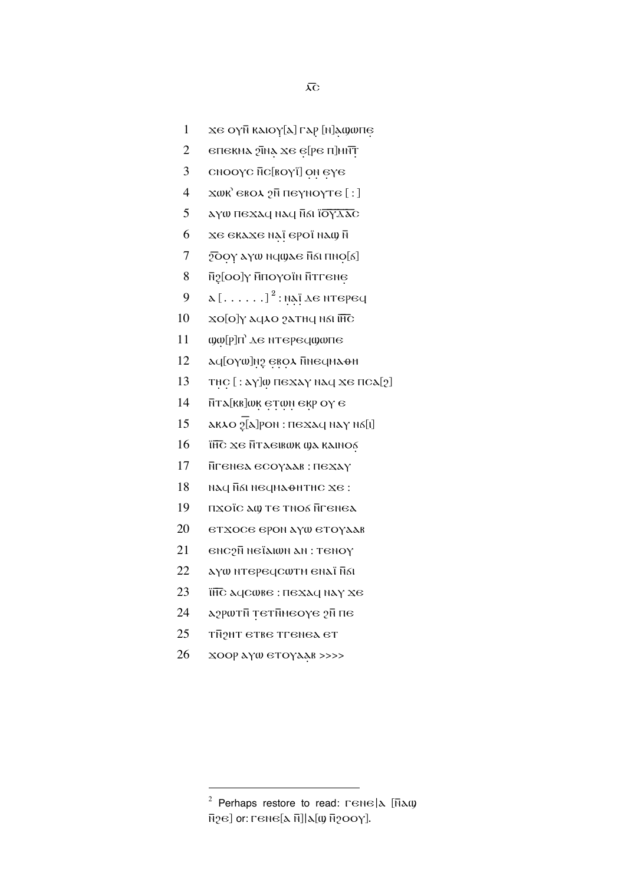ⲗ̅ⲋ̅

1 ϫⲉ ⲟⲩⲛ̄ ⲕⲁⲓⲟⲩ̣[ⲁ] ⲅⲁⲣ̣ [ⲛ]ⲁ̣ϣⲱⲡⲉ̣
2 ⲉⲡⲉⲕⲙⲁ ϩⲙ̄ⲛⲁ̣ ϫⲉ ⲉ̣[ⲣⲉ ⲡ]ⲙⲛ̄ⲧ̣
3 ⲥⲛⲟⲟⲩⲥ ⲛ̄ⲥ[ⲃⲟⲩⲓ̈] ⲟ̣ⲛ̣ ⲉ̣ⲩⲉ
4 ϫⲱⲕ` ⲉⲃⲟⲗ ϩⲛ̄ ⲡⲉⲩⲛⲟⲩⲧⲉ [ : ]
5 ⲁⲩⲱ ⲡⲉϫⲁϥ ⲛⲁϥ ⲛ̄ϭⲓ ⲓ̈ⲟ̅ⲩ̅ⲇ̅ⲁ̅ⲥ̅
6 ϫⲉ ⲉⲕⲁϫⲉ ⲛ̣ⲁ̣ⲓ̈ ⲉⲣⲟⲓ̈ ⲛⲁϣ ⲛ̄
7 ϩⲟ̄ⲟ̣ⲩ ⲁⲩⲱ ⲛϥϣⲁⲉ ⲛ̄ϭⲓ ⲡⲛⲟ̣[ϭ]
8 ⲛ̄ϩ[ⲟⲟ]ⲩ ⲙ̄ⲡⲟⲩⲟⲓ̈ⲛ ⲛ̄ⲧⲅⲉⲛⲉ̣
9 ⲁ [ . . . . . . ][2] : ⲛ̣ⲁ̣ⲓ̈ ⲇⲉ ⲛⲧⲉⲣⲉϥ
10 ϫⲟ[ⲟ]ⲩ ⲁϥⲗⲟ ϩⲁⲧⲏϥ ⲛϭⲓ ⲓ̅ⲏ̅ⲥ̅
11 ϣϣ̣[ⲣ]ⲡ` ⲇⲉ ⲛⲧⲉⲣⲉϥϣⲱⲡⲉ
12 ⲁϥ[ⲟⲩⲱ]ⲛ̣ϩ̣ ⲉ̣ⲃ̣ⲟ̣ⲗ ⲙ̄ⲛⲉϥⲙⲁⲑⲏ
13 ⲧⲏ̣ⲥ̣ [ : ⲁⲩ]ⲱ ⲡⲉϫⲁⲩ ⲛⲁϥ ϫⲉ ⲡⲥⲁ[ϩ]
14 ⲛ̄ⲧⲁ[ⲕⲃ]ⲱⲕ̣ ⲉ̣ⲧ̣ⲱ̣ⲛ̣ ⲉⲕ̣ⲣ̣ ⲟⲩ ⲉ
15 ⲁⲕⲗⲟ ϩ̄[ⲁ]ⲣⲟⲛ : ⲡⲉϫⲁϥ ⲛⲁⲩ ⲛϭ[ⲓ]
16 ⲓ̅ⲏ̅ⲥ̅ ϫⲉ ⲛ̄ⲧⲁⲉⲓⲃⲱⲕ ϣⲁ ⲕⲁⲓⲛⲟϭ̣
17 ⲛ̄ⲅⲉⲛⲉⲁ ⲉⲥⲟⲩⲁⲁⲃ : ⲡⲉϫⲁⲩ
18 ⲛⲁϥ ⲛ̄ϭⲓ ⲛⲉϥⲙⲁⲑⲏⲧⲏⲥ ϫⲉ :
19 ⲡϫⲟⲓ̈ⲥ ⲁϣ ⲧⲉ ⲧⲛⲟϭ ⲛ̄ⲅⲉⲛⲉⲁ
20 ⲉⲧϫⲟⲥⲉ ⲉⲣⲟⲛ ⲁⲩⲱ ⲉⲧⲟⲩⲁⲁⲃ
21 ⲉⲛⲥϩⲛ̄ ⲛⲉⲓ̈ⲁⲓⲱⲛ ⲁⲛ : ⲧⲉⲛⲟⲩ
22 ⲁⲩⲱ ⲛⲧⲉⲣⲉϥⲥⲱⲧⲙ ⲉⲛⲁⲓ̈ ⲛ̄ϭⲓ
23 ⲓ̅ⲏ̅ⲥ̅ ⲁϥⲥⲱⲃⲉ : ⲡⲉϫⲁϥ ⲛⲁⲩ ϫⲉ
24 ⲁϩⲣⲱⲧⲛ̄ ⲧ̣ⲉⲧⲛ̄ⲙⲉⲟⲩⲉ ϩⲛ̄ ⲡⲉ
25 ⲧⲛ̄ϩⲏⲧ ⲉⲧⲃⲉ ⲧⲅⲉⲛⲉⲁ ⲉⲧ
26 ϫⲟⲟⲣ ⲁⲩⲱ ⲉⲧⲟⲩⲁⲁ̣ⲃ >>>>

---

[2] Perhaps restore to read: ⲅⲉⲛⲉ|ⲁ [ⲙ̄ⲁϣ ⲛ̄ϩⲉ] or: ⲅⲉⲛⲉ[ⲁ ⲛ̄]|ⲁ[ϣ ⲛ̄ϩⲟⲟⲩ].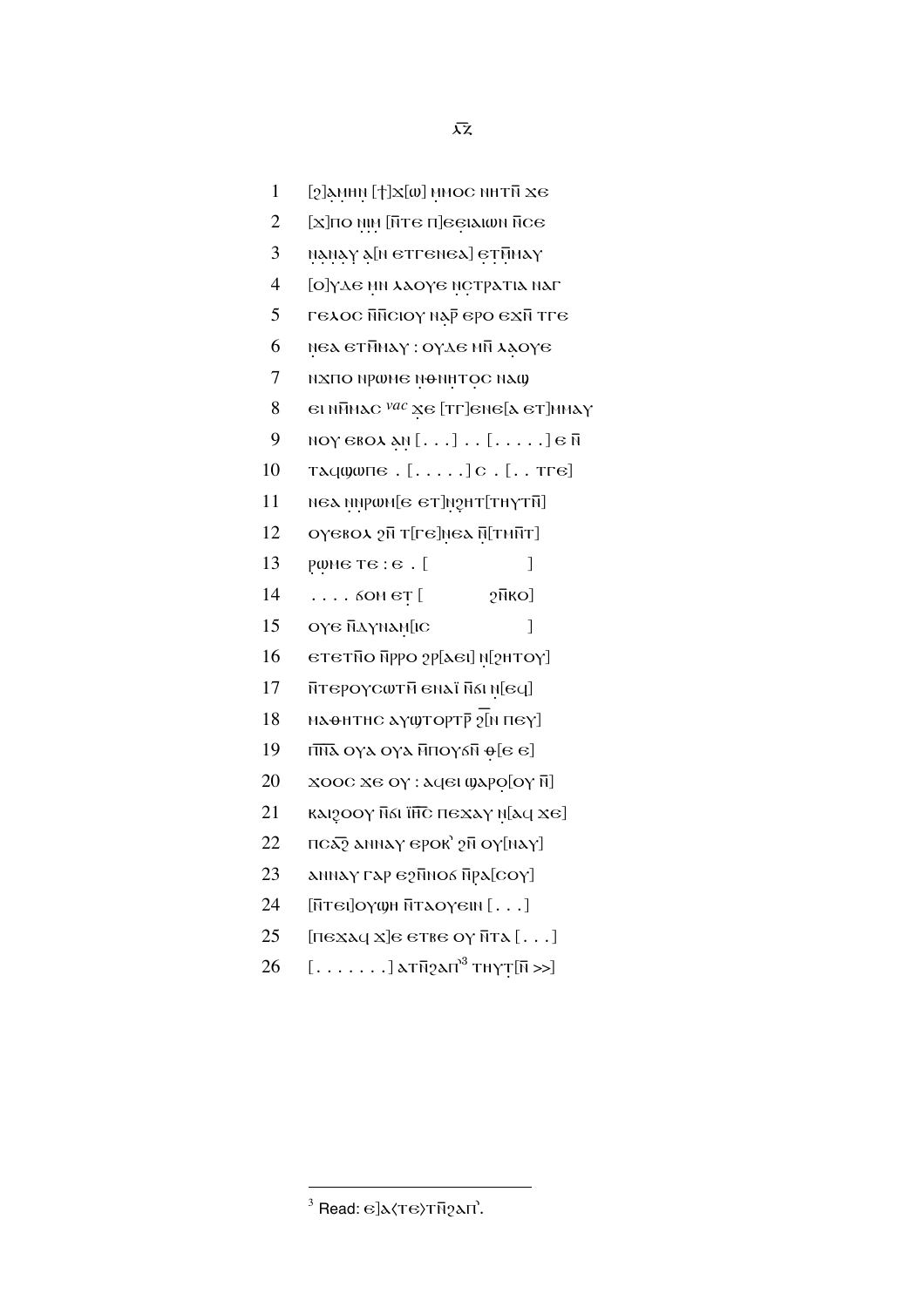ⲗ̄ⲍ̄

1 [ϩ]ⲁ̣ⲙ̣ⲏⲛ̣ [†]ϫ[ⲱ] ⲙ̣ⲙⲟⲥ ⲛⲏⲧⲛ̄ ϫⲉ

2 [ϫ]ⲡⲟ ⲛ̣ⲓ̣ⲙ̣ [ⲛ̄ⲧⲉ ⲡ]ⲉⲉ̣ⲓⲁⲓⲱⲛ ⲛ̄ⲥⲉ

3 ⲛ̣ⲁ̣ⲛⲁ̣ⲩ̣ ⲁ̣[ⲛ ⲉⲧⲅⲉⲛⲉⲁ] ⲉ̣ⲧ̣ⲙ̄ⲙⲁⲩ

4 [ⲟ]ⲩⲇⲉ ⲙ̣ⲛ ⲗⲁⲟⲩⲉ ⲛ̣ⲥ̣ⲧⲣⲁⲧⲓⲁ ⲛⲁⲅ

5 ⲅⲉⲗⲟⲥ ⲛ̄ⲛ̄ⲥⲓⲟⲩ ⲛⲁ̣ⲣ̄ ⲉⲣⲟ ⲉϫⲛ̄ ⲧⲅⲉ

6 ⲛ̣ⲉⲁ ⲉⲧⲙ̄ⲙⲁⲩ : ⲟⲩⲇⲉ ⲙⲛ̄ ⲗⲁ̣ⲟⲩⲉ

7 ⲛϫⲡⲟ ⲛⲣⲱⲙⲉ ⲛ̣ⲑⲛⲏⲧⲟ̣ⲥ ⲛⲁϣ

8 ⲉⲓ ⲛⲙ̄ⲙⲁⲥ *vac* ϫ̣ⲉ [ⲧⲅ]ⲉⲛⲉ[ⲁ ⲉⲧ]ⲙⲙⲁⲩ

9 ⲛⲟⲩ ⲉⲃⲟⲗ ⲁ̣ⲛ̣ [. . .] . . [. . . . .] ⲉ ⲛ̄

10 ⲧⲁϥϣⲱⲡⲉ . [. . . . .] ⲥ . [. . ⲧⲅⲉ]

11 ⲛⲉⲁ ⲛ̣ⲛ̣ⲣⲱⲙ[ⲉ ⲉⲧ]ⲛ̣ϩⲏⲧ[ⲧⲏⲩⲧⲛ̄]

12 ⲟⲩⲉⲃⲟⲗ ϩⲛ̄ ⲧ[ⲅⲉ]ⲛ̣ⲉⲁ ⲛ̣̄[ⲧⲙⲛ̄ⲧ]

13 ⲣ̣ⲱⲙⲉ ⲧⲉ : ⲉ . [ ]

14 . . . . ϭⲟⲙ ⲉⲧ̣ [ ϩⲙ̄ⲕⲟ]

15 ⲟⲩⲉ ⲛ̄ⲇ̣ⲩⲛⲁⲙ̣[ⲓⲥ ]

16 ⲉⲧⲉⲧⲛ̄ⲟ ⲛ̄ⲣ̣ⲣⲟ ϩⲣ[ⲁⲓ] ⲛ̣[ϩⲏⲧⲟⲩ]

17 ⲛ̄ⲧⲉⲣⲟⲩⲥⲱⲧⲙ̄ ⲉⲛⲁⲓ̈ ⲛ̄ϭⲓ ⲛ̣[ⲉϥ]

18 ⲙⲁⲑⲏⲧⲏⲥ ⲁⲩϣⲧⲟⲣⲧⲣ̄ ϩ̣̄[ⲛ ⲡⲉⲩ]

19 ⲡ̄ⲛ̄ⲁ̄ ⲟⲩⲁ ⲟⲩⲁ ⲙ̄ⲡⲟⲩϭⲛ̄ ⲑ̣[ⲉ ⲉ]

20 ϫⲟⲟⲥ ϫⲉ ⲟⲩ : ⲁϥⲉⲓ ϣⲁⲣⲟ̣[ⲟⲩ ⲛ̄]

21 ⲕⲁⲓϩⲟⲟⲩ ⲛ̄ϭⲓ ⲓ̈ⲏ̄ⲥ̄ ⲡⲉϫⲁⲩ ⲛ̣[ⲁϥ ϫⲉ]

22 ⲡⲥⲁ̄ϩ̄ ⲁⲛⲛⲁⲩ ⲉⲣⲟⲕ᾽ ϩⲛ̄ ⲟⲩ[ⲛⲁⲩ]

23 ⲁⲛⲛⲁⲩ ⲅⲁⲣ ⲉϩⲙ̄ⲛⲟϭ ⲛ̄ⲣⲁ[ⲥⲟⲩ]

24 [ⲛ̄ⲧⲉⲓ]ⲟⲩϣⲏ ⲛ̄ⲧⲁⲟⲩⲉⲓⲛ [. . .]

25 [ⲡⲉϫⲁϥ ϫ]ⲉ ⲉⲧⲃⲉ ⲟⲩ ⲛ̄ⲧⲁ [. . .]

26 [. . . . . . .] ⲁⲧⲛ̄ϩⲁⲡ᾽[3] ⲧⲏⲩ̣ⲧ[ⲛ̄ >>]

---

[3] Read: ⲉ]ⲁ⟨ⲧⲉ⟩ⲧⲛ̄ϩⲁⲡ᾽.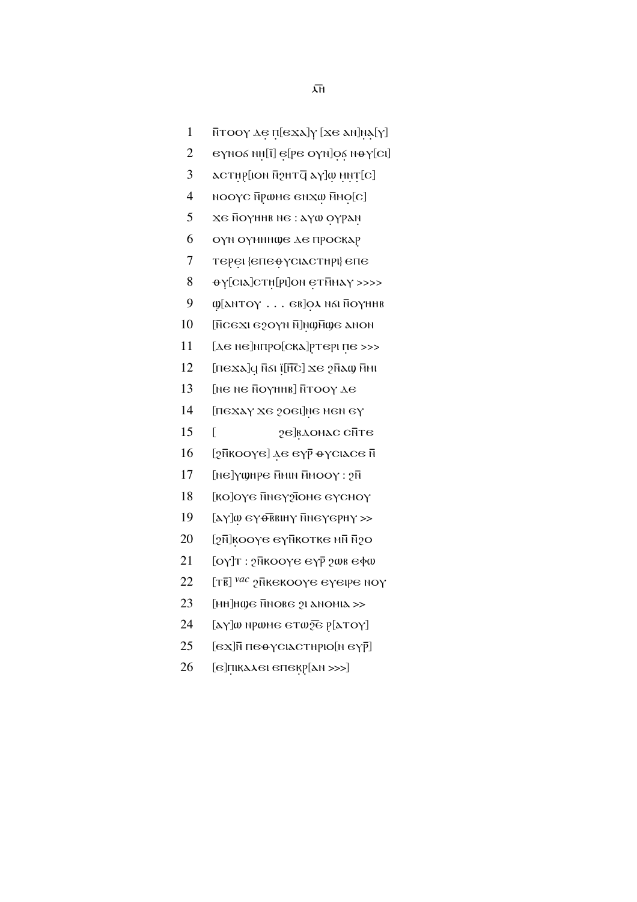ⲗ̅ⲏ̅

1 ⲛ̅ⲧⲟⲟⲩ ⲇⲉ̣ ⲡ̣[ⲉϫⲁ]ⲩ̣ [ϫⲉ ⲁⲛ]ⲛ̣ⲁ̣[ⲩ]
2 ⲉⲩⲛⲟϭ ⲛⲏ̣[ⲓ̈] ⲉ̣[ⲣⲉ ⲟⲩⲛ]ⲟ̣ϭ ⲛⲑⲩ[ⲥⲓ]
3 ⲁⲥⲧⲏⲣ̣[ⲓⲟⲛ ⲛ̅ϩⲏⲧϥ̅ ⲁⲩ]ⲱ̣ ⲙ̣ⲛⲧ̣[ⲥ]
4 ⲛⲟⲟⲩⲥ ⲛ̅ⲣ̣ⲱⲙⲉ ⲉⲛϫⲱ̣ ⲙ̅ⲙⲟ̣[ⲥ]
5 ϫⲉ ⲛ̅ⲟⲩⲏⲏⲃ ⲛⲉ : ⲁⲩⲱ ⲟ̣ⲩⲣⲁⲛ̣
6 ⲟⲩⲛ ⲟⲩⲙⲏⲏϣⲉ ⲇⲉ ⲡⲣⲟⲥⲕⲁⲣ̣
7 ⲧⲉⲣ̣ⲉⲓ {ⲉⲡⲉⲑ̣ⲩⲥⲓⲁⲥⲧⲏⲣⲓ} ⲉⲡⲉ
8 ⲑ̣ⲩ[ⲥⲓⲁ]ⲥⲧⲏ̣[ⲣⲓ]ⲟⲛ ⲉ̣ⲧⲙ̅ⲙⲁⲩ >>>>
9 ϣ̣[ⲁⲛⲧⲟⲩ . . . ⲉⲃ]ⲟ̣ⲗ ⲛϭⲓ ⲛ̅ⲟⲩⲏⲏⲃ
10 [ⲛ̅ⲥⲉϫⲓ ⲉϩⲟⲩⲛ ⲛ̅]ⲛ̣ϣⲙ̅ϣⲉ ⲁⲛⲟⲛ
11 [ⲇⲉ ⲛⲉ]ⲛⲡⲣⲟ[ⲥⲕⲁ]ⲣ̣ⲧⲉⲣⲓ ⲡ̣ⲉ >>>
12 [ⲡⲉϫⲁ]ϥ̣ ⲛ̅ϭⲓ ⲓ̣̈[ⲏ̅ⲥ̅] ϫⲉ ϩⲛ̅ⲁϣ ⲙ̅ⲙⲓ
13 [ⲛⲉ ⲛⲉ ⲛ̅ⲟⲩⲏⲏⲃ] ⲛ̅ⲧⲟⲟⲩ ⲇⲉ
14 [ⲡⲉϫⲁⲩ ϫⲉ ϩⲟⲉⲓ]ⲛ̣ⲉ ⲙⲉⲛ ⲉⲩ
15 [ ϩⲉ]ⲃ̣ⲇⲟⲙⲁⲥ ⲥⲛ̅ⲧⲉ
16 [ϩⲛ̅ⲕⲟⲟⲩⲉ] ⲇ̣ⲉ ⲉⲩⲣ̅ ⲑⲩⲥⲓⲁⲍⲉ ⲛ̅
17 [ⲛⲉ]ⲩϣⲏⲣⲉ ⲙ̅ⲙⲓⲛ ⲙ̅ⲙⲟⲟⲩ : ϩⲛ̅
18 [ⲕⲟ]ⲟⲩⲉ ⲛ̅ⲛⲉⲩϩ̅ⲓⲟⲙⲉ ⲉⲩⲥⲙⲟⲩ
19 [ⲁⲩ]ⲱ ⲉⲩⲑ̅ⲃ̅ⲃⲓⲏⲩ ⲛ̅ⲛⲉⲩⲉⲣⲏⲩ >>
20 [ϩⲛ̅]ⲕ̣ⲟⲟⲩⲉ ⲉⲩⲛ̅ⲕⲟⲧⲕⲉ ⲙⲛ̅ ⲛ̅ϩⲟ
21 [ⲟⲩ]ⲧ : ϩⲛ̅ⲕⲟⲟⲩⲉ ⲉⲩⲣ̅ ϩⲱⲃ ⲉϥⲱ
22 [ⲧⲃ̅] *vac* ϩⲛ̅ⲕⲉⲕⲟⲟⲩⲉ ⲉⲩⲉⲓⲣⲉ ⲛⲟⲩ
23 [ⲙⲏ]ⲏϣⲉ ⲛ̅ⲛⲟⲃⲉ ϩⲓ ⲁⲛⲟⲙⲓⲁ >>
24 [ⲁⲩ]ⲱ ⲛⲣⲱⲙⲉ ⲉⲧⲱϩ̅ⲉ̅ ⲣ̣[ⲁⲧⲟⲩ]
25 [ⲉϫ]ⲛ̅ ⲡⲉⲑⲩⲥⲓⲁⲥⲧⲏⲣⲓⲟ[ⲛ ⲉⲩⲣ̅]
26 [ⲉ]ⲡ̣ⲓⲕⲁⲗⲉⲓ ⲉⲡⲉⲕ̣ⲣ̣[ⲁⲛ >>>]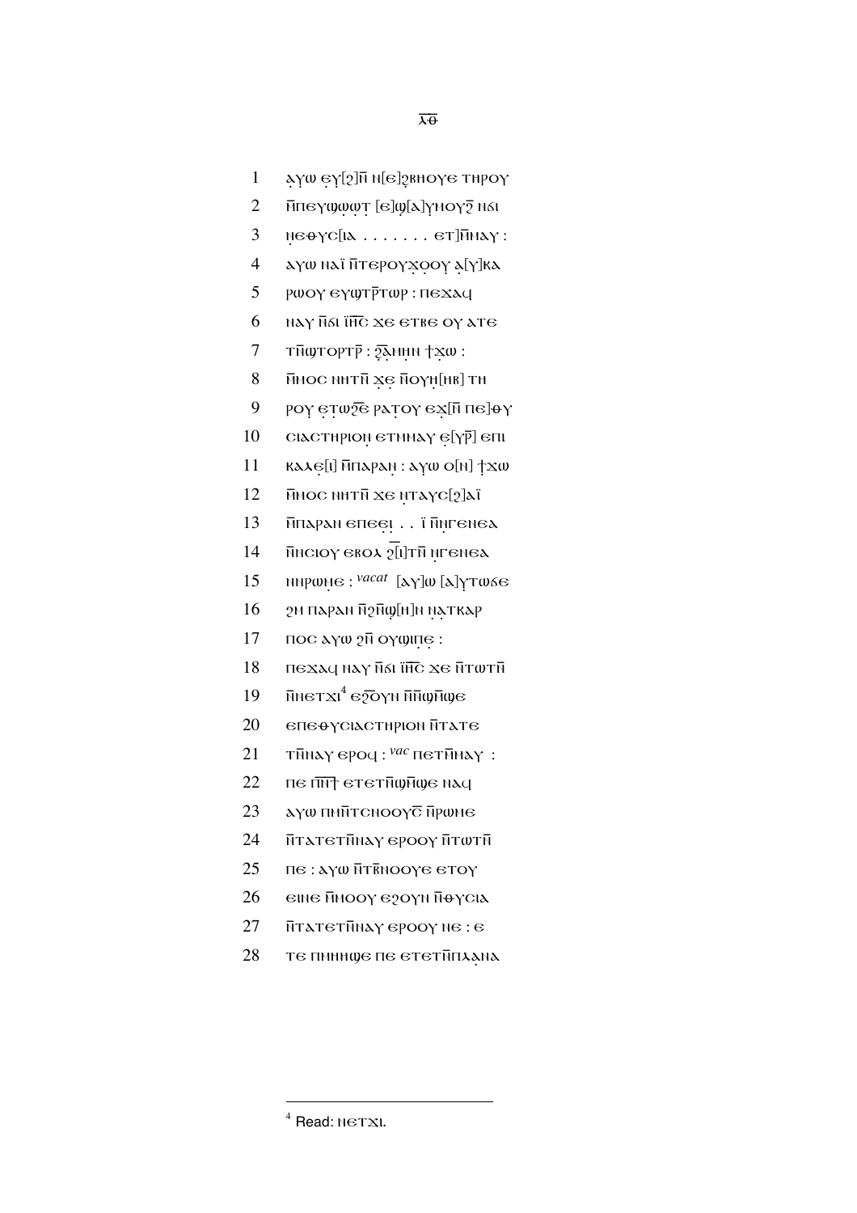1 ⲁ̣ⲩⲱ ⲉ̣ⲩ[ϩ]ⲛ̄ ⲛ[ⲉ]ϩⲃⲏⲟⲩⲉ ⲧⲏⲣⲟⲩ

2 ⲙ̄ⲡⲉⲩϣⲱⲱⲧ̣ [ⲉ]ϣ[ⲁ]ⲩⲙⲟⲩϩ̄ ⲛϭⲓ

3 ⲛ̣ⲉⲑⲩⲥ[ⲓⲁ . . . . . . . ⲉⲧ]ⲙ̄ⲙⲁⲩ :

4 ⲁⲩⲱ ⲛⲁⲓ̈ ⲛ̄ⲧⲉⲣⲟⲩϫ̣ⲟ̣ⲟⲩ ⲁ̣[ⲩ]ⲕⲁ

5 ⲣⲱⲟⲩ ⲉⲩϣⲧⲣ̄ⲧⲱⲣ : ⲡⲉϫⲁϥ

6 ⲛⲁⲩ ⲛ̄ϭⲓ ⲓ̈ⲏ̄ⲥ̄ ϫⲉ ⲉⲧⲃⲉ ⲟⲩ ⲁⲧⲉ

7 ⲧⲛ̄ϣⲧⲟⲣⲧⲣ̄ : ϩ̄ⲁ̣ⲙⲏⲛ ϯϫ̣ⲱ :

8 ⲙ̄ⲙⲟⲥ ⲛⲏⲧⲛ̄ ϫ̣ⲉ̣ ⲛ̄ⲟⲩⲏ̣[ⲏⲃ] ⲧⲏ

9 ⲣⲟⲩ̣ ⲉ̣ⲧⲱϩ̄ⲉ ⲣⲁ̣ⲧⲟⲩ ⲉϫ̣[ⲙ̄ ⲡⲉ]ⲑⲩ

10 ⲥⲓⲁⲥⲧⲏⲣⲓⲟⲛ̣ ⲉⲧⲙ̄ⲙⲁⲩ ⲉ̣[ⲩⲣ̄] ⲉⲡⲓ

11 ⲕⲁⲗⲉ̣[ⲓ] ⲙ̄ⲡⲁⲣⲁⲛ̣ : ⲁⲩⲱ ⲟ[ⲛ] ϯϫⲱ

12 ⲙ̄ⲙⲟⲥ ⲛⲏⲧⲛ̄ ϫⲉ ⲛ̣ⲧⲁⲩⲥ̣[ϩ]ⲁⲓ̈

13 ⲙ̄ⲡⲁⲣⲁⲛ ⲉⲡⲉⲉ̣ⲓ̣ . . ⲓ̈ ⲛ̄ⲛ̣ⲅⲉⲛⲉⲁ

14 ⲛ̄ⲛⲥⲓⲟⲩ ⲉⲃⲟⲗ ϩ̄[ⲓ]ⲧⲛ̄ ⲛ̣ⲅⲉⲛⲉⲁ

15 ⲛⲛ̄ⲣⲱⲙ̣ⲉ : *vacat* [ⲁⲩ]ⲱ [ⲁ]ⲩⲧⲱϭⲉ

16 ϩⲙ̄ ⲡⲁⲣⲁⲛ ⲛ̄ϩⲙ̄ϣ[ⲏ]ⲛ ⲛ̣ⲁⲧⲕⲁⲣ

17 ⲡⲟⲥ ⲁⲩⲱ ϩⲛ̄ ⲟⲩϣⲓⲡⲉ̣ :

18 ⲡⲉϫⲁϥ ⲛⲁⲩ ⲛ̄ϭⲓ ⲓ̈ⲏ̄ⲥ̄ ϫⲉ ⲛ̄ⲧⲱⲧⲛ̄

19 ⲛ̄ⲛⲉⲧϫⲓ[4] ⲉϩ̄ⲟⲩⲛ ⲛ̄ⲛ̄ϣⲙ̄ϣⲉ

20 ⲉⲡⲉⲑⲩⲥⲓⲁⲥⲧⲏⲣⲓⲟⲛ ⲛ̄ⲧⲁⲧⲉ

21 ⲧⲛ̄ⲛⲁⲩ ⲉⲣⲟϥ : *vac* ⲡⲉⲧⲙ̄ⲙⲁⲩ :

22 ⲡⲉ ⲡ̄ⲛ̄ϯ̄ ⲉⲧⲉⲧⲛ̄ϣⲙ̄ϣⲉ ⲛⲁϥ

23 ⲁⲩⲱ ⲡⲙⲛ̄ⲧⲥⲛⲟⲟⲩⲥ̄ ⲛ̄ⲣⲱⲙⲉ

24 ⲛ̄ⲧⲁⲧⲉⲧⲛ̄ⲛⲁⲩ ⲉⲣⲟⲟⲩ ⲛ̄ⲧⲱⲧⲛ̄

25 ⲡⲉ : ⲁⲩⲱ ⲛ̄ⲧⲃ̄ⲛⲟⲟⲩⲉ ⲉⲧⲟⲩ

26 ⲉⲓⲛⲉ ⲙ̄ⲙⲟⲟⲩ ⲉϩⲟⲩⲛ ⲛ̄ⲑⲩⲥⲓⲁ

27 ⲛ̄ⲧⲁⲧⲉⲧⲛ̄ⲛⲁⲩ ⲉⲣⲟⲟⲩ ⲛⲉ : ⲉ

28 ⲧⲉ ⲡⲙⲏⲏϣⲉ ⲡⲉ ⲉⲧⲉⲧⲛ̄ⲡⲗⲁ̣ⲛⲁ

---

[4] Read: ⲛⲉⲧϫⲓ.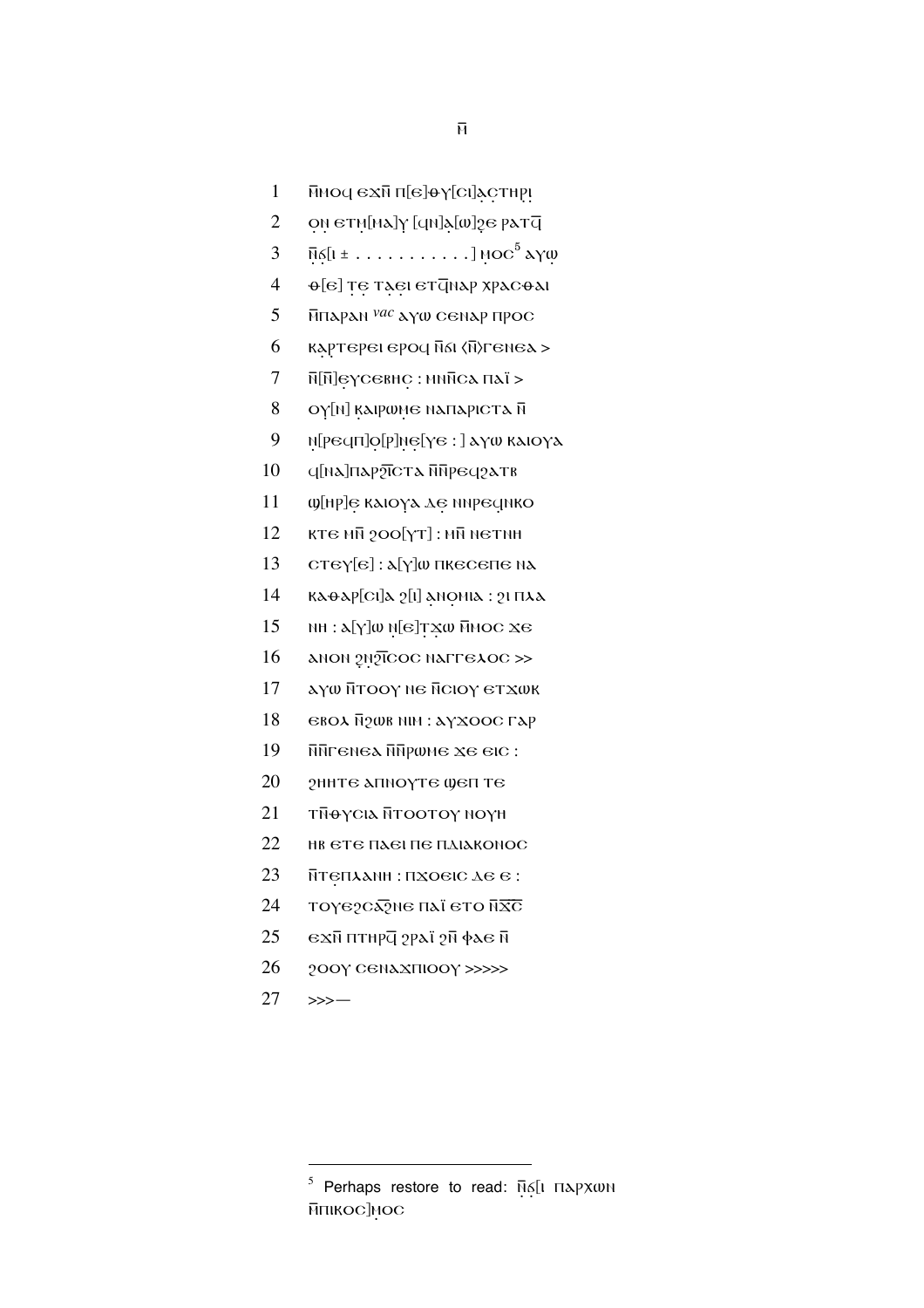1 ⲙ̄ⲙⲟϥ ⲉϫⲙ̄ ⲡ[ⲉ]ⲑⲩ[ⲥⲓ]ⲁⲥⲧⲏⲣⲓ

2 ⲟⲛ ⲉⲧⲙ[ⲙⲁ]ⲩ [ϥⲛ]ⲁ[ϣ]ϩⲉ ⲣⲁⲧϥ̄

3 ⲛ̄ϭ[ⲓ ± . . . . . . . . . . . ]ⲙⲟⲥ[5] ⲁⲩⲱ

4 ⲑ[ⲉ] ⲧⲉ ⲧⲁⲉⲓ ⲉⲧϥ̄ⲛⲁⲣ ⲭⲣⲁⲥⲑⲁⲓ

5 ⲙ̄ⲡⲁⲣⲁⲛ *vac* ⲁⲩⲱ ⲥⲉⲛⲁⲣ ⲡⲣⲟⲥ

6 ⲕⲁⲣⲧⲉⲣⲉⲓ ⲉⲣⲟϥ ⲛ̄ϭⲓ ⟨ⲛ̄⟩ⲅⲉⲛⲉⲁ >

7 ⲛ̄[ⲛ̄]ⲉⲩⲥⲉⲃⲏⲥ : ⲙⲛ̄ⲛ̄ⲥⲁ ⲡⲁï >

8 ⲟⲩ[ⲛ] ⲕⲁⲓⲣⲱⲙⲉ ⲛⲁⲡⲁⲣⲓⲥⲧⲁ ⲛ̄

9 ⲛ[ⲣⲉϥⲡ]ⲟ[ⲣ]ⲛⲉ[ⲩⲉ : ] ⲁⲩⲱ ⲕⲁⲓⲟⲩⲁ

10 ϥ[ⲛⲁ]ⲡⲁⲣϩ̄ⲓⲥⲧⲁ ⲛ̄ⲛ̄ⲣⲉϥϩⲁⲧⲃ

11 ϣ[ⲏⲣ]ⲉ ⲕⲁⲓⲟⲩⲁ ⲇⲉ ⲛⲛⲣⲉϥⲛⲕⲟ

12 ⲕⲧⲉ ⲙⲛ̄ ϩⲟⲟ[ⲩⲧ] : ⲙⲛ̄ ⲛⲉⲧⲛⲏ

13 ⲥⲧⲉⲩ[ⲉ] : ⲁ[ⲩ]ⲱ ⲡⲕⲉⲥⲉⲡⲉ ⲛⲁ

14 ⲕⲁⲑⲁⲣ[ⲥⲓ]ⲁ ϩ[ⲓ] ⲁⲛⲟⲙⲓⲁ : ϩⲓ ⲡⲗⲁ

15 ⲛⲏ : ⲁ[ⲩ]ⲱ ⲛ[ⲉ]ⲧϫⲱ ⲙ̄ⲙⲟⲥ ϫⲉ

16 ⲁⲛⲟⲛ ϩⲛ̄ϩ̄ⲓⲥⲟⲥ ⲛⲁⲅⲅⲉⲗⲟⲥ >>

17 ⲁⲩⲱ ⲛ̄ⲧⲟⲟⲩ ⲛⲉ ⲛ̄ⲥⲓⲟⲩ ⲉⲧϫⲱⲕ

18 ⲉⲃⲟⲗ ⲛ̄ϩⲱⲃ ⲛⲓⲙ : ⲁⲩϫⲟⲟⲥ ⲅⲁⲣ

19 ⲛ̄ⲛ̄ⲅⲉⲛⲉⲁ ⲛ̄ⲛ̄ⲣⲱⲙⲉ ϫⲉ ⲉⲓⲥ :

20 ϩⲏⲏⲧⲉ ⲁⲡⲛⲟⲩⲧⲉ ϣⲉⲡ ⲧⲉ

21 ⲧⲛ̄ⲑⲩⲥⲓⲁ ⲛ̄ⲧⲟⲟⲧⲟⲩ ⲛⲟⲩⲏ

22 ⲏⲃ ⲉⲧⲉ ⲡⲁⲉⲓ ⲡⲉ ⲡⲇⲓⲁⲕⲟⲛⲟⲥ

23 ⲛ̄ⲧⲉⲡⲗⲁⲛⲏ : ⲡϫⲟⲉⲓⲥ ⲇⲉ ⲉ :

24 ⲧⲟⲩⲉϩⲥⲁϩ̄ⲛⲉ ⲡⲁï ⲉⲧⲟ ⲛ̄ⲭ̄ⲥ̄

25 ⲉϫⲙ̄ ⲡⲧⲏⲣϥ̄ ϩⲣⲁï ϩⲙ̄ ⲫⲁⲉ ⲛ̄

26 ϩⲟⲟⲩ ⲥⲉⲛⲁϫⲡⲓⲟⲟⲩ >>>>>

27 >>>—

---

[5] Perhaps restore to read: ⲛ̄ϭ[ⲓ ⲡⲁⲣⲭⲱⲛ ⲙ̄ⲡⲓⲕⲟⲥ]ⲙⲟⲥ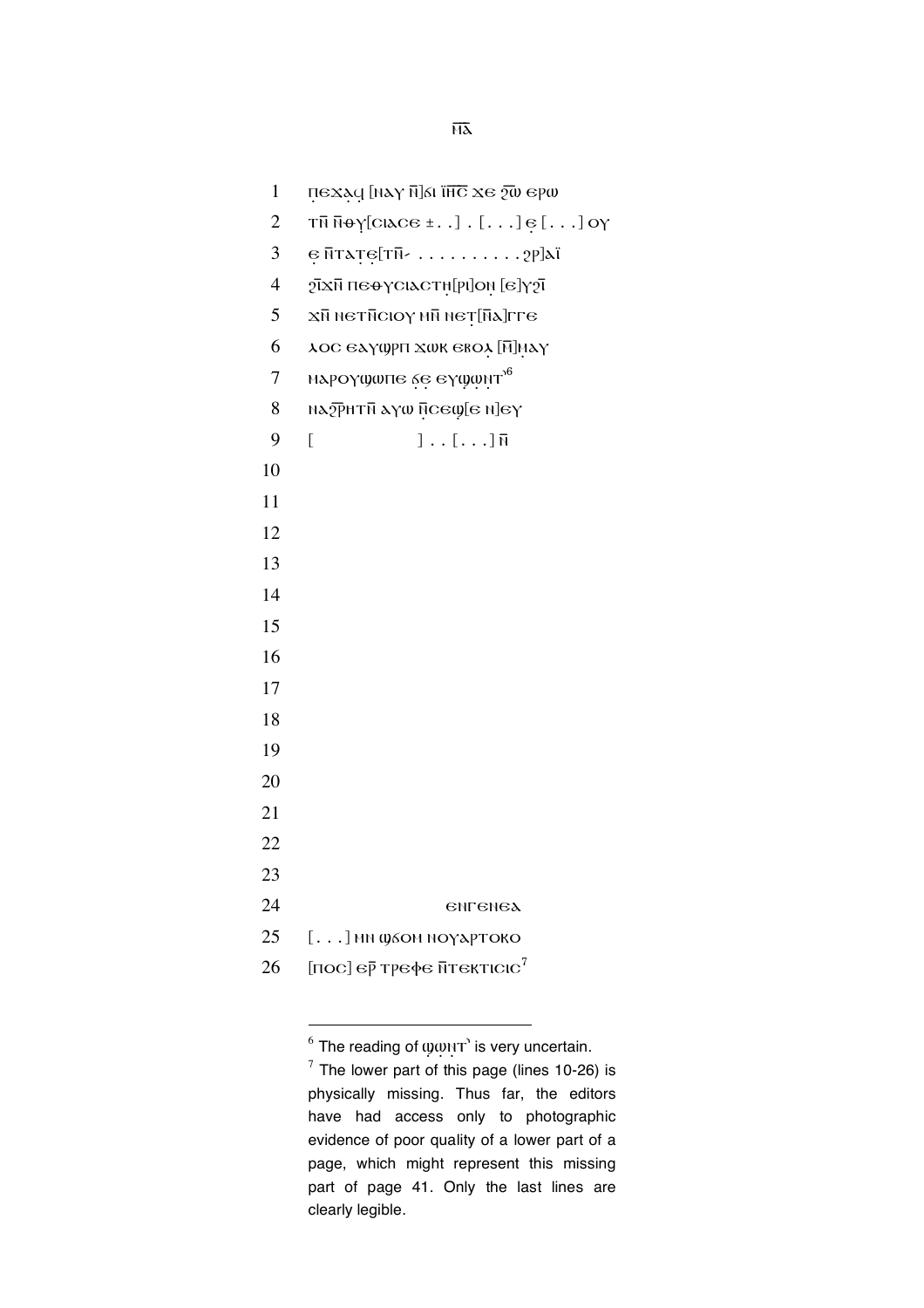| | |
|---|---|
| 1 | ⲡ̣ⲉϫⲁ̣ϥ̣ [ⲛⲁⲩ ⲛ̄]ϭⲓ ⲓ̈ⲏ̅ⲥ̅ ϫⲉ ϩ̄ⲱ ⲉⲣⲱ |
| 2 | ⲧⲛ̄ ⲛ̄ⲑⲩ̣[ⲥⲓⲁⲥⲉ ±. .] . [. . .] ⲉ̣ [. . .] ⲟⲩ |
| 3 | ⲉ̣ ⲛ̄ⲧⲁⲧ̣ⲉ̣[ⲧⲛ̄- . . . . . . . . . . ϩⲣ]ⲁ̈ |
| 4 | ϩ̄ⲓϫⲛ̄ ⲡⲉⲑⲩⲥⲓⲁⲥⲧⲏ̣[ⲣⲓ]ⲟⲛ̣ [ⲉ]ⲩϩ̄ⲓ |
| 5 | ϫⲛ̄ ⲛⲉⲧⲛ̄ⲥⲓⲟⲩ ⲙⲛ̄ ⲛⲉⲧ̣[ⲛ̄ⲁ]ⲅⲅⲉ |
| 6 | ⲗⲟⲥ ⲉⲁⲩϣⲣⲡ ϫⲱⲕ ⲉⲃⲟⲗ̣ [ⲛ̄]ⲙ̣ⲁⲩ |
| 7 | ⲙⲁⲣⲟⲩϣⲱⲡⲉ ϭ̣ⲉ̣ ⲉⲩϣ̣ⲱ̣ⲛ̣ⲧ̣ʾ[6] |
| 8 | ⲛⲁϩ̄ⲣⲏⲧⲛ̄ ⲁⲩⲱ ⲛ̄ⲥⲉϣ[ⲉ ⲛ]ⲉⲩ |
| 9 | [ ] . . [. . .] ⲛ̄ |
| 10 | |
| 11 | |
| 12 | |
| 13 | |
| 14 | |
| 15 | |
| 16 | |
| 17 | |
| 18 | |
| 19 | |
| 20 | |
| 21 | |
| 22 | |
| 23 | |
| 24 | ⲉⲛⲅⲉⲛⲉⲁ |
| 25 | [. . .] ⲙⲛ ϣϭⲟⲙ ⲛⲟⲩⲁⲣⲧⲟⲕⲟ |
| 26 | [ⲡⲟⲥ] ⲉⲣ̄ ⲧⲣⲉⲫⲉ ⲛ̄ⲧⲉⲕⲧⲓⲥⲓⲥ[7] |

[6] The reading of ϣ̣ⲱ̣ⲛ̣ⲧ̣ʾ is very uncertain.

[7] The lower part of this page (lines 10-26) is physically missing. Thus far, the editors have had access only to photographic evidence of poor quality of a lower part of a page, which might represent this missing part of page 41. Only the last lines are clearly legible.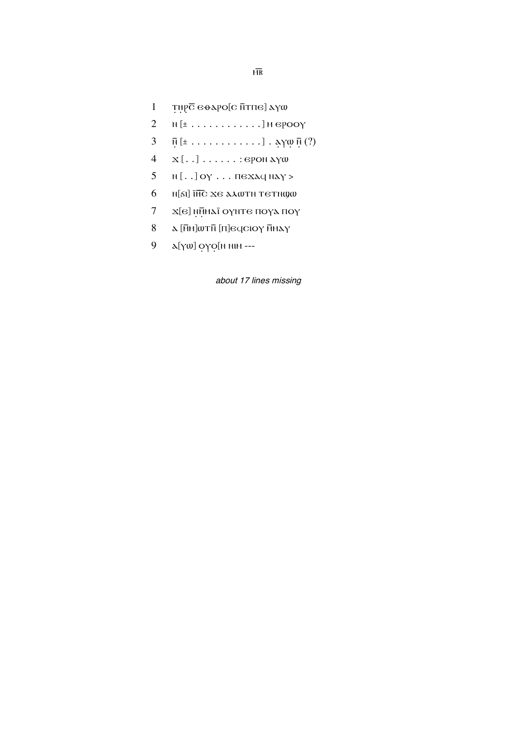ⲙ̅ⲃ̅

1 ⲧ̣ⲏ̣ⲣ̣ⲥ̅ ⲉⲑⲁⲣⲟ[ⲥ ⲛ̅ⲧⲡⲉ] ⲁⲩⲱ

2 ⲛ [± . . . . . . . . . . . . ] ⲛ ⲉⲣⲟⲟⲩ

3 ⲛ̣̅ [± . . . . . . . . . . . . ] . ⲁ̣ⲩⲱ̣ ⲛ̣̅ (?)

4 ϫ [. . ] . . . . . . . : ⲉⲣⲟⲛ ⲁⲩⲱ

5 ⲛ [. . ] ⲟⲩ . . . ⲡⲉϫⲁϥ ⲛⲁⲩ >

6 ⲛ[ϭⲓ] ⲓ̈ⲏ̅ⲥ̅ ϫⲉ ⲁⲗⲱⲧⲛ ⲧⲉⲧⲛϣⲱ

7 ϫ[ⲉ] ⲛ̣ⲙ̣̅ⲙⲁⲓ̈ ⲟⲩⲛⲧⲉ ⲡⲟⲩⲁ ⲡⲟⲩ

8 ⲁ [ⲙ̅ⲙ]ⲱⲧⲛ̅ [ⲡ]ⲉϥⲥⲓⲟⲩ ⲙ̅ⲙⲁⲩ

9 ⲁ[ⲩⲱ] ⲟ̣ⲩ̣ⲟ̣[ⲛ ⲛⲓⲙ ---

*about 17 lines missing*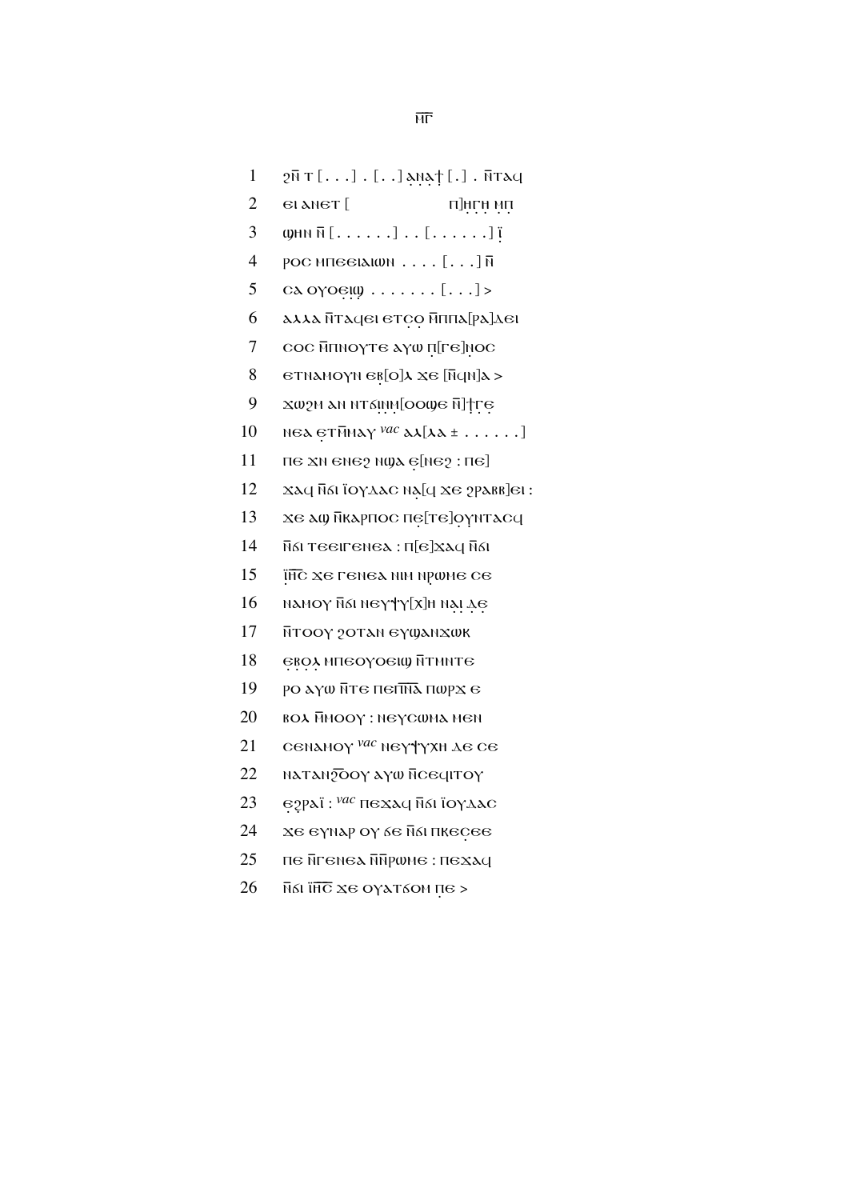ⲙ̅ⲅ̅

1 ϩⲛ̅ ⲧ [. . .] . [. .] ⲁ̣ⲛ̣ⲁ̣ϯ̣ [.] . ⲛ̅ⲧⲁϥ

2 ⲉⲓ ⲁⲛⲉⲧ [ ⲡ]ⲏ̣ⲅ̣ⲏ̣ ⲙ̣ⲡ̣

3 ϣⲏⲛ ⲛ̅ [. . . . . .] . . [. . . . . .] ⲓ̣̈

4 ⲣⲟⲥ ⲙⲡⲉⲉⲓⲁⲓⲱⲛ . . . . [. . .] ⲛ̅

5 ⲥⲁ ⲟⲩⲟⲉ̣ⲓ̣ϣ̣ . . . . . . . [. . .] >

6 ⲁⲗⲗⲁ ⲛ̅ⲧⲁϥⲉⲓ ⲉⲧⲥ̣ⲟ̣ ⲙ̅ⲡⲡⲁ[ⲣⲁ]ⲇⲉⲓ

7 ⲥⲟⲥ ⲙ̅ⲡⲛⲟⲩⲧⲉ ⲁⲩⲱ ⲡ̣[ⲅⲉ]ⲛ̣ⲟⲥ

8 ⲉⲧⲛⲁⲙⲟⲩⲛ ⲉⲃ̣[ⲟ]ⲗ ϫⲉ [ⲛ̅ϥⲛ]ⲁ >

9 ϫⲱϩⲙ ⲁⲛ ⲛⲧϭⲓ̣ⲛ̣ⲙ̣[ⲟⲟϣⲉ ⲛ̅]ϯⲅ̣ⲉ̣

10 ⲛⲉⲁ ⲉ̣ⲧⲙ̅ⲙⲁⲩ *vac* ⲁⲗ[ⲗⲁ ± . . . . . .]

11 ⲡⲉ ϫⲛ ⲉⲛⲉϩ ⲛϣⲁ ⲉ̣[ⲛⲉϩ : ⲡⲉ]

12 ϫⲁϥ ⲛ̅ϭⲓ ⲓ̈ⲟⲩⲇⲁⲥ ⲛⲁ̣[ϥ ϫⲉ ϩⲣⲁⲃⲃ]ⲉⲓ :

13 ϫⲉ ⲁϣ ⲛ̅ⲕⲁⲣⲡⲟⲥ ⲡⲉ̣[ⲧⲉ]ⲟ̣ⲩ̣ⲛⲧⲁⲥϥ

14 ⲛ̅ϭⲓ ⲧⲉⲉⲓⲅⲉⲛⲉⲁ : ⲡ[ⲉ]ϫⲁϥ ⲛ̅ϭⲓ

15 ⲓ̣̈ⲏ̅ⲥ̅ ϫⲉ ⲅⲉⲛⲉⲁ ⲛⲓⲙ ⲛⲣ̣ⲱⲙⲉ ⲥⲉ

16 ⲛⲁⲙⲟⲩ ⲛ̅ϭⲓ ⲛⲉⲩⲯⲩ[ⲭ]ⲏ ⲛⲁ̣ⲓ̣ ⲇ̣ⲉ̣

17 ⲛ̅ⲧⲟⲟⲩ ϩⲟⲧⲁⲛ ⲉⲩϣⲁⲛϫⲱⲕ

18 ⲉ̣ⲃ̣ⲟ̣ⲗ̣ ⲙⲡⲉⲟⲩⲟⲉⲓϣ ⲛ̅ⲧⲙⲛⲧⲉ

19 ⲣⲟ ⲁⲩⲱ ⲛ̅ⲧⲉ ⲡⲉⲡ̅ⲛ̅ⲁ̅ ⲡⲱⲣϫ ⲉ

20 ⲃⲟⲗ ⲙ̅ⲙⲟⲟⲩ : ⲛⲉⲩⲥⲱⲙⲁ ⲙⲉⲛ

21 ⲥⲉⲛⲁⲙⲟⲩ *vac* ⲛⲉⲩⲯⲩⲭⲏ ⲇⲉ ⲥⲉ

22 ⲛⲁⲧⲁⲛϩ̅ⲟ̅ⲟⲩ ⲁⲩⲱ ⲛ̅ⲥⲉϥⲓⲧⲟⲩ

23 ⲉ̣ϩⲣⲁⲓ̈ : *vac* ⲡⲉϫⲁϥ ⲛ̅ϭⲓ ⲓ̈ⲟⲩⲇⲁⲥ

24 ϫⲉ ⲉⲩⲛⲁⲣ ⲟⲩ ϭⲉ ⲛ̅ϭⲓ ⲡⲕⲉⲥ̣ⲉⲉ

25 ⲡⲉ ⲛ̅ⲅⲉⲛⲉⲁ ⲛ̅ⲛ̅ⲣⲱⲙⲉ : ⲡⲉϫⲁϥ

26 ⲛ̅ϭⲓ ⲓ̈ⲏ̅ⲥ̅ ϫⲉ ⲟⲩⲁⲧϭⲟⲙ ⲡ̣ⲉ >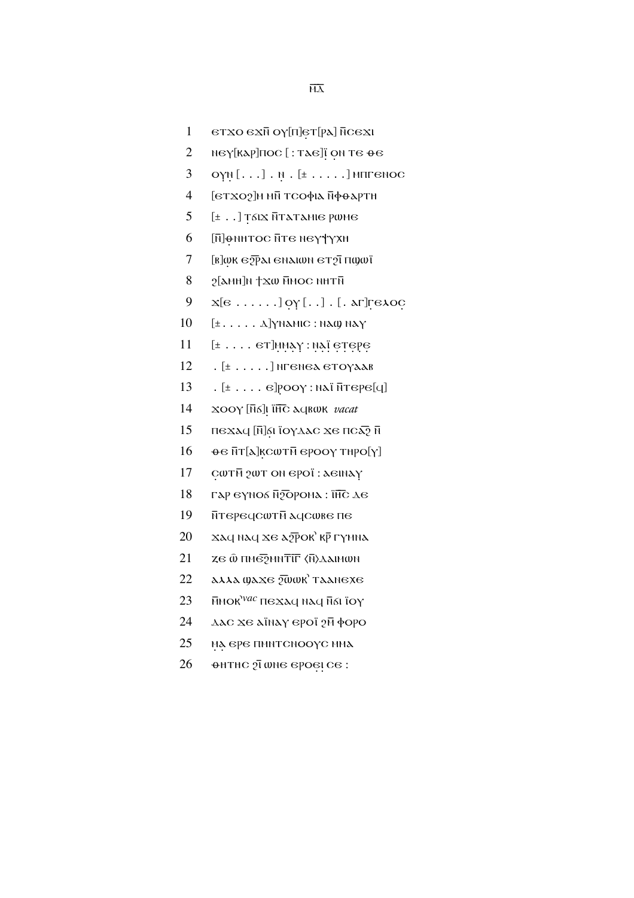ⲘⲆ

1 ⲉⲧϫⲟ ⲉϫⲛ̄ ⲟⲩ[ⲡ]ⲉ̣ⲧ[ⲣⲁ] ⲛ̄ⲥⲉϫⲓ
2 ⲛⲉⲩ[ⲕⲁⲣ]ⲡⲟⲥ [ : ⲧⲁⲉ]ⲓ̈ ⲟ̣ⲛ ⲧⲉ ⲑⲉ
3 ⲟⲩⲛ̣ [ . . . ] . ⲛ̣ . [± . . . . . ] ⲙⲡⲅⲉⲛⲟⲥ
4 [ⲉⲧϫⲟϩ]ⲙ ⲙⲛ̄ ⲧⲥⲟⲫⲓⲁ ⲛ̄ⲫⲑⲁⲣⲧⲏ
5 [± . . ] ⲧ̣ϭⲓϫ ⲛ̄ⲧⲁⲧⲁⲙⲓⲉ ⲣⲱⲙⲉ
6 [ⲛ̄]ⲑ̣ⲛⲏⲧⲟⲥ ⲛ̄ⲧⲉ ⲛⲉⲩⲯⲩⲭⲏ
7 [ⲃ]ⲱⲕ ⲉϩ̅ⲣ̅ⲁⲓ ⲉⲛⲁⲓⲱⲛ ⲉⲧϩⲓ̈ ⲡϣⲱⲓ̈
8 ϩ[ⲁⲙⲏ]ⲛ ϯϫⲱ ⲙ̄ⲙⲟⲥ ⲛⲏⲧⲛ̄
9 ϫ[ⲉ . . . . . . ] ⲟ̣ⲩ̣ [ . . ] . [ . ⲁⲅ]ⲅ̣ⲉⲗⲟⲥ̣
10 [± . . . . . ⲇ]ⲩⲛⲁⲙⲓⲥ : ⲛⲁϣ ⲛⲁⲩ
11 [± . . . . ⲉⲧ]ⲙ̣ⲙ̣ⲁ̣ⲩ̣ : ⲛ̣ⲁ̣ⲓ̈ ⲉ̣ⲧ̣ⲉ̣ⲣ̣ⲉ̣
12 . [± . . . . . ] ⲛⲅⲉⲛⲉⲁ ⲉⲧⲟⲩⲁⲁⲃ
13 . [± . . . . ⲉ]ⲣⲟⲟⲩ : ⲛⲁⲓ̈ ⲛ̄ⲧⲉⲣⲉ[ϥ]
14 ϫⲟⲟⲩ [ⲛ̄ϭ]ⲓ̣ ⲓ̈ⲏ̅ⲥ̅ ⲁϥⲃⲱⲕ *vacat*
15 ⲡⲉϫⲁϥ [ⲛ̄]ϭ̣ⲓ ⲓ̈ⲟⲩⲇⲁⲥ ϫⲉ ⲡⲥ̅ⲁ̅ϩ̅ ⲛ̄
16 ⲑⲉ ⲛ̄ⲧ[ⲁ]ⲕ̣ⲥⲱⲧⲙ̄ ⲉⲣⲟⲟⲩ ⲧⲏⲣⲟ[ⲩ]
17 ⲥ̣ⲱⲧⲙ̄ ϩⲱⲧ ⲟⲛ ⲉⲣⲟⲓ̈ : ⲁⲉⲓⲛⲁⲩ
18 ⲅⲁⲣ ⲉⲩⲛⲟϭ ⲛ̄ϩ̅ⲟ̅ⲣⲟⲙⲁ : ⲓ̈ⲏ̅ⲥ̅ ⲇⲉ
19 ⲛ̄ⲧⲉⲣⲉϥⲥⲱⲧⲙ̄ ⲁϥⲥⲱⲃⲉ ⲡⲉ
20 ϫⲁϥ ⲛⲁϥ ϫⲉ ⲁϩ̅ⲣ̅ⲟⲕʾ ⲕⲣ̄ ⲅⲩⲙⲛⲁ
21 ⲍⲉ ⲱ̄ ⲡⲙⲉϩ̅ⲙⲛ̅ⲧ̅ⲓ̅ⲅ̅ ⟨ⲛ̄⟩ⲇⲁⲓⲙⲱⲛ
22 ⲁⲗⲗⲁ ϣⲁϫⲉ ϩ̅ⲱ̅ⲱⲕʾ ⲧⲁⲁⲛⲉϫⲉ
23 ⲛ̄ⲙⲟⲕʾ*vac* ⲡⲉϫⲁϥ ⲛⲁϥ ⲛ̄ϭⲓ ⲓ̈ⲟⲩ
24 ⲇⲁⲥ ϫⲉ ⲁⲓ̈ⲛⲁⲩ ⲉⲣⲟⲓ̈ ϩⲙ̄ ⲫⲟⲣⲟ
25 ⲙ̣ⲁ̣ ⲉⲣⲉ ⲡⲙⲛⲧⲥⲛⲟⲟⲩⲥ ⲙⲙⲁ
26 ⲑⲏⲧⲏⲥ ϩⲓ̈ ⲱⲛⲉ ⲉⲣⲟⲉ̣ⲓ̣ ⲥⲉ :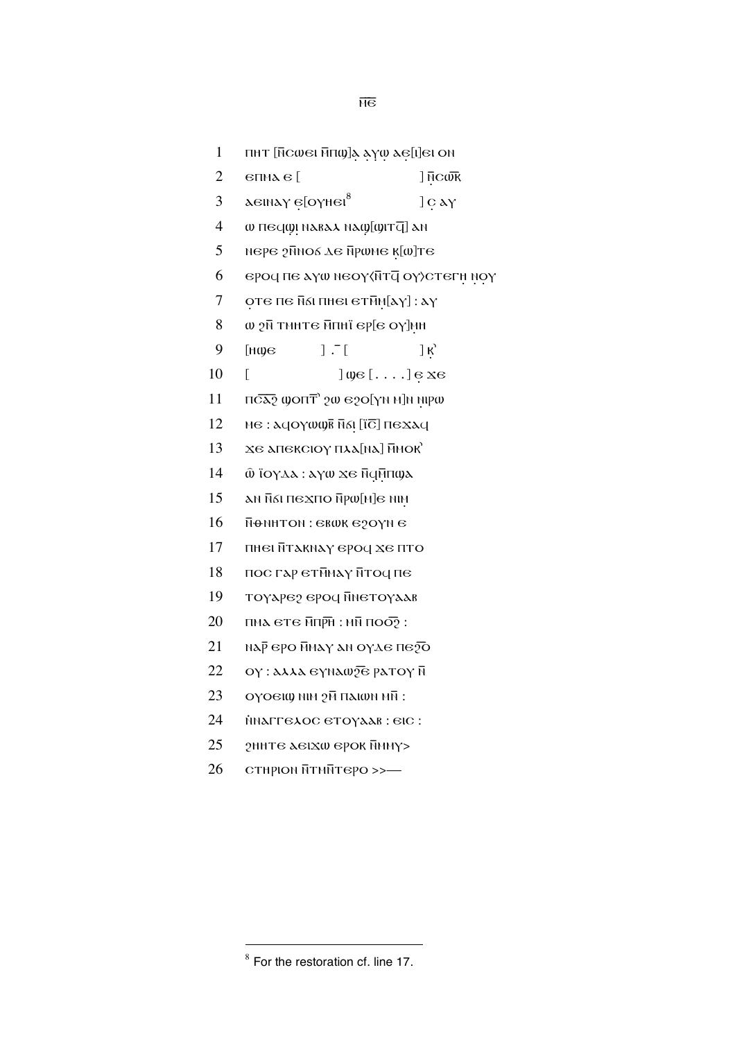1 пнт [н̄сωеı н̄пω]ạ ạγω ạẹ[ı]еı он

2 епма е [ ] н̣̄сω̄к

3 аеıнаγ ẹ[оγнеı[8] ] ç аγ

4 ω пеqωı̣ наваλ наω[ωıт q̄] ан

5 нере ϩн̄нос ⲇе н̄ршне к̣[ω]те

6 ероq пе аγω неоγ⟨н̄т q̄ оγ⟩стегн̣ н̣оγ

7 ọте пе н̄ϭı пнеı етн̄м̣[аγ] : аγ

8 ω ϩн̄ тмнте н̄пнı̈ ер[е оγ]м̣н

9 [нωе ] . ̄ [ ] к̣̓

10 [ ] ωе [ . . . . ] ẹ ϫе

11 пс̄а̄ϩ ωопт̄̓ ϩω еϩо[γн м]н̣ н̣рω

12 не : аqоγωω̄в̄ н̄ϭı̣ [ı̈с̄] пеϫаq

13 ϫе апексıоγ пλа[на] н̄нок̓

14 ω̄ ı̈оγⲇа : аγω ϫе н̄qм̣̄пωа

15 ан н̄ϭı пеϫпо н̄рω[м]е нıṃ

16 н̄ѳннтон : евωк еϩоγн е

17 пнеı н̄такнаγ ероq ϫе пто

18 пос гар етм̄маγ н̄тоq пе

19 тоγареϩ ероq н̄нетоγаав

20 пма ете м̄пр̄н : мн̄ поо̄ϩ̄ :

21 нар̄ еро н̄маγ ан оγⲇе пеϩ̄о̄

22 оγ : аλλа еγнаωϩ̄е ратоγ н̄

23 оγоеıω нım ϩн̄ паıωн мн̄ :

24 н̓аггеλос етоγаав : еıс :

25 ϩннте аеıϫω ерок н̄мнγ>

26 стнрıон н̄тмн̄теро >>—

[8] For the restoration cf. line 17.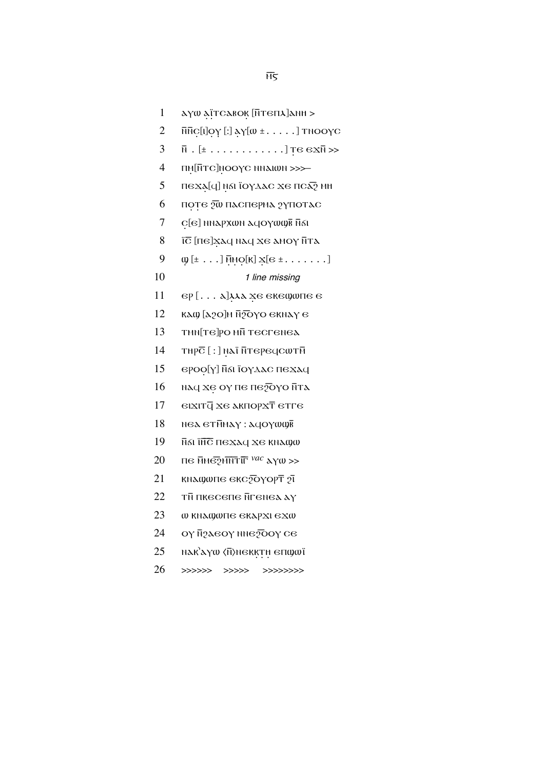ⲙ̄ⲋ

1 ⲁⲩⲱ ⲁ̣ⲓ̈ⲧⲥⲁⲃⲟⲕ̣ [ⲛ̄ⲧⲉⲡⲗ]ⲁⲛⲏ >

2 ⲛ̄ⲛ̄ⲥ̣[ⲧ]ⲟ̣ⲩ̣ [:] ⲁ̣ⲩ[ⲱ ± . . . . . ] ⲧⲛⲟⲟⲩⲥ

3 ⲛ̄ . [± . . . . . . . . . . . . ] ⲧ̣ⲉ ⲉϫⲛ̄ >>

4 ⲡⲙ̣[ⲛ̄ⲧⲥ]ⲛ̣ⲟⲟⲩⲥ ⲛⲛⲁⲓⲱⲛ >>>—

5 ⲡⲉϫⲁ̣[ϥ] ⲛ̣ϭⲓ ⲓ̈ⲟⲩⲇⲁⲥ ϫⲉ ⲡⲥⲁ̄ϩ̄ ⲙⲏ

6 ⲡⲟ̣ⲧⲉ ϩ̄ⲱ̄ ⲡⲁⲥⲡⲉⲣⲙⲁ ϩⲩⲡⲟⲧⲁⲥ

7 ⲥ̣[ⲉ] ⲛⲛⲁⲣⲭⲱⲛ ⲁϥⲟⲩⲱϣⲃ̄ ⲛ̄ϭⲓ

8 ⲓ̄ⲥ̄ [ⲡⲉ]ϫ̣ⲁϥ ⲛⲁϥ ϫⲉ ⲁⲙⲟⲩ ⲛ̄ⲧⲁ

9 ϣ̣ [± . . . ] ⲙ̣̄ⲙⲟ̣[ⲕ] ϫ̣[ⲉ ± . . . . . . . ]

10 *1 line missing*

11 ⲉⲣ [ . . . ⲁ]ⲗ̣ⲗⲁ ϫ̣ⲉ ⲉⲕⲉϣⲱⲡⲉ ⲉ

12 ⲕⲁϣ [ⲁϩⲟ]ⲙ ⲛ̄ϩ̄ⲟ̄ⲩⲟ ⲉⲕⲛⲁⲩ ⲉ

13 ⲧⲙⲛ̄[ⲧⲉ]ⲣⲟ ⲙⲛ̄ ⲧⲉⲥⲅⲉⲛⲉⲁ

14 ⲧⲏⲣⲥ̄ [ : ] ⲛ̣ⲁⲓ̈ ⲛ̄ⲧⲉⲣⲉϥⲥⲱⲧⲙ̄

15 ⲉⲣⲟⲟ̣[ⲩ] ⲛ̄ϭⲓ ⲓ̈ⲟⲩⲇⲁⲥ ⲡⲉϫⲁϥ

16 ⲛⲁϥ ϫⲉ̣ ⲟⲩ ⲡⲉ ⲡⲉϩ̄ⲟ̄ⲩⲟ ⲛ̄ⲧⲁ

17 ⲉⲓϫⲓⲧϥ̄ ϫⲉ ⲁⲕⲡⲟⲣϫⲧ̄ ⲉⲧⲅⲉ

18 ⲛⲉⲁ ⲉⲧⲙ̄ⲙⲁⲩ : ⲁϥⲟⲩⲱϣⲃ̄

19 ⲛ̄ϭⲓ ⲓ̈ⲏ̄ⲥ̄ ⲡⲉϫⲁϥ ϫⲉ ⲕⲛⲁϣⲱ

20 ⲡⲉ ⲙ̄ⲙⲉ̄ϩ̄ⲙ̄ⲛ̄ⲧ̄ⲓ̄ⲅ̄ *vac* ⲁⲩⲱ >>

21 ⲕⲛⲁϣⲱⲡⲉ ⲉⲕⲥ̄ϩ̄ⲟⲩⲟⲣⲧ̄ ϩ̄ⲓ̄

22 ⲧⲛ̄ ⲡⲕⲉⲥⲉⲡⲉ ⲛ̄ⲅⲉⲛⲉⲁ ⲁⲩ

23 ⲱ ⲕⲛⲁϣⲱⲡⲉ ⲉⲕⲁⲣⲭⲓ ⲉϫⲱ

24 ⲟⲩ ⲛ̄ϩⲁⲉⲟⲩ ⲛⲛⲉϩ̄ⲟ̄ⲟⲩ ⲥⲉ

25 ⲛⲁⲕ'ⲁⲩⲱ ⟨ⲛ̄⟩ⲛⲉⲕⲕ̣ⲧ̣ⲏ̣ ⲉⲡϣⲱⲓ̈

26 >>>>>> >>>>> >>>>>>>>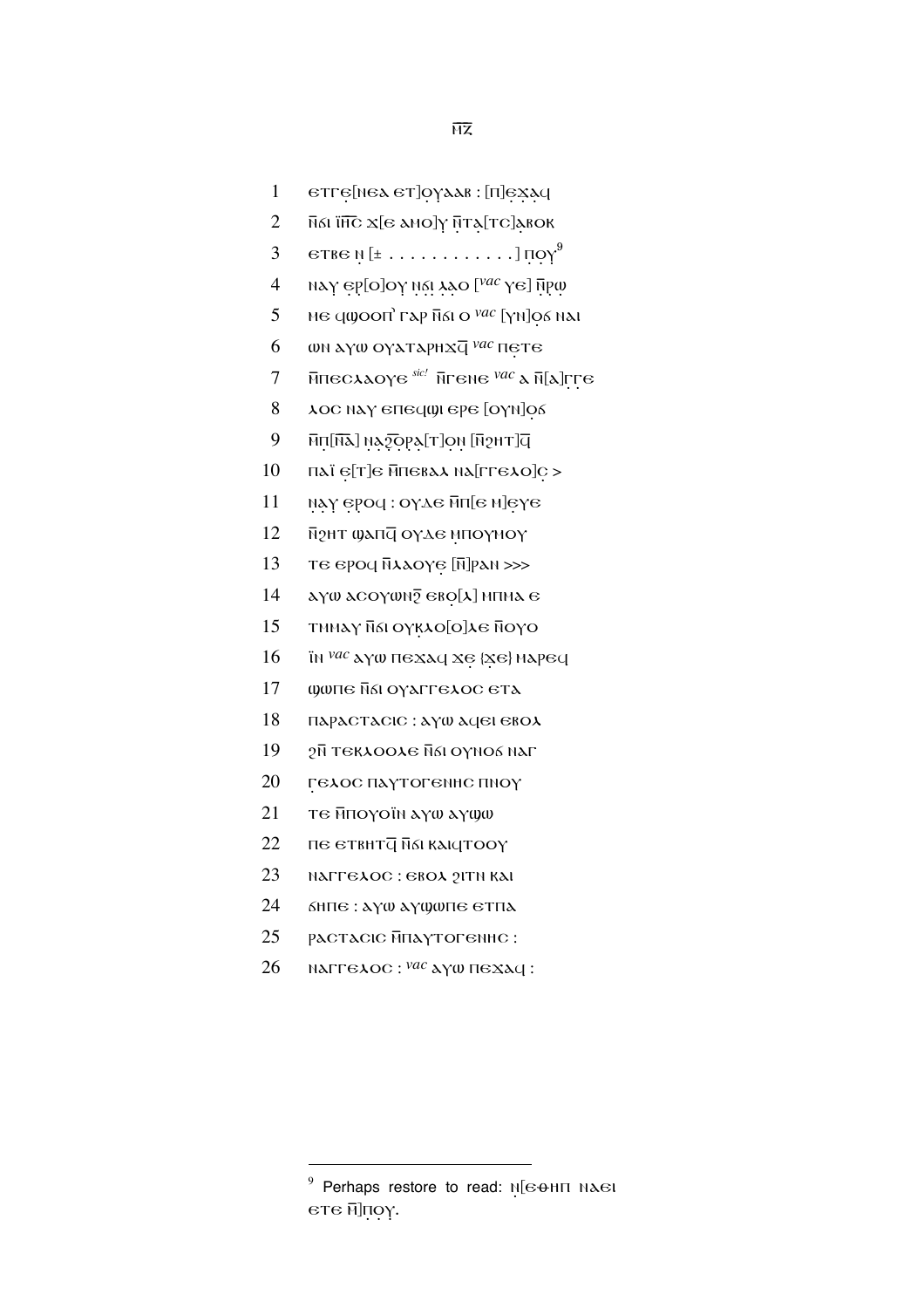ⲚⲌ

1 ⲉⲧⲅⲉ̣[ⲛⲉⲁ ⲉⲧ]ⲟⲩⲁⲁⲃ : [ⲡ]ⲉ̣ⲭ̣ⲁ̣ⲩ

2 ⲛ̄ϭⲓ ⲓ̈ⲏ̄ⲥ̄ ⲭ[ⲉ ⲁⲛⲟ]ⲩ ⲛ̄ⲧⲁ̣[ⲧⲥ]ⲁ̣ⲃⲟⲕ

3 ⲉⲧⲃⲉ ⲛ̣ [± . . . . . . . . . . . . .] ⲡ̣ⲟ̣ⲩ[9]

4 ⲛⲁⲩ̣ ⲉ̣ⲣ̣[ⲟ]ⲟⲩ ⲛ̣ϭ̣ⲓ̣ ⲁ̣ⲁ̣ⲟ [*vac* ⲩⲉ] ⲛ̄ⲣ̣ⲱ̣

5 ⲙⲉ ϥϣⲟⲟⲡ̓ ⲅⲁⲣ ⲛ̄ϭⲓ ⲟ *vac* [ⲩⲛ]ⲟ̣ϭ ⲛⲁⲓ

6 ⲱⲛ ⲁⲩⲱ ⲟⲩⲁⲧⲁⲣⲏⲭϥ̄ *vac* ⲡⲉ̣ⲧⲉ

7 ⲛ̄ⲡⲉⲥⲁⲁⲟⲩⲉ *sic!* ⲛ̄ⲅⲉⲛⲉ *vac* ⲁ ⲛ̄[ⲁ]ⲅ̣ⲅ̣ⲉ

8 ⲁⲟⲥ ⲛⲁⲩ ⲉⲡⲉϥϣⲓ ⲉⲣⲉ [ⲟⲩⲛ]ⲟ̣ϭ

9 ⲙ̄ⲡ̣[ⲛ̄ⲁ̄] ⲛ̣ⲁ̣ϩ̄ⲟ̣ⲣ̣ⲁ̣[ⲧ]ⲟ̣ⲛ̣ [ⲛ̄ϩⲏⲧ]ϥ̄

10 ⲡⲁⲓ̈ ⲉ̣[ⲧ]ⲉ ⲙ̄ⲡⲉⲃⲁⲁ ⲛⲁ[ⲅⲅⲉⲗⲟ]ⲥ̣ >

11 ⲛ̣ⲁ̣ⲩ̣ ⲉ̣ⲣ̣ⲟϥ : ⲟⲩⲇⲉ ⲙ̄ⲡ̣[ⲉ ⲙ]ⲉ̣ⲩⲉ

12 ⲛ̄ϩⲏⲧ ϣⲁⲡϥ̄ ⲟⲩⲇⲉ ⲙ̣ⲡⲟⲩⲛⲟⲩ

13 ⲧⲉ ⲉⲣⲟϥ ⲛ̄ⲗⲁⲟⲩⲉ̣ [ⲛ̄]ⲣⲁⲛ >>>

14 ⲁⲩⲱ ⲁⲥⲟⲩⲱⲛϩ̄ ⲉⲃⲟ̣[ⲗ] ⲙⲡⲙⲁ ⲉ

15 ⲧⲙⲙⲁⲩ ⲛ̄ϭⲓ ⲟⲩⲕ̣ⲗⲟ[ⲟ]ⲗⲉ ⲛ̄ⲟⲩⲟ

16 ⲓ̈ⲛ *vac* ⲁⲩⲱ ⲡⲉⲭⲁϥ ⲭⲉ̣ {ⲭ̣ⲉ} ⲙⲁⲣⲉϥ

17 ϣⲱⲡⲉ ⲛ̄ϭⲓ ⲟⲩⲁⲅⲅⲉⲗⲟⲥ ⲉⲧⲁ

18 ⲡⲁⲣⲁⲥⲧⲁⲥⲓⲥ : ⲁⲩⲱ ⲁϥⲉⲓ ⲉⲃⲟⲗ

19 ϩⲛ̄ ⲧⲉⲕⲗⲟⲟⲗⲉ ⲛ̄ϭⲓ ⲟⲩⲛⲟϭ ⲛⲁⲅ

20 ⲅ̣ⲉⲗⲟⲥ ⲡⲁⲩⲧⲟⲅⲉⲛⲏⲥ ⲡⲛⲟⲩ

21 ⲧⲉ ⲙ̄ⲡⲟⲩⲟⲓ̈ⲛ ⲁⲩⲱ ⲁⲩϣⲱ

22 ⲡⲉ ⲉⲧⲃⲏⲧϥ̄ ⲛ̄ϭⲓ ⲕⲁⲓϥⲧⲟⲟⲩ

23 ⲛⲁⲅⲅⲉⲗⲟⲥ : ⲉⲃⲟⲗ ϩⲓⲧⲛ ⲕⲁⲓ

24 ϭⲏⲡⲉ : ⲁⲩⲱ ⲁⲩϣⲱⲡⲉ ⲉⲧⲡⲁ

25 ⲣⲁⲥⲧⲁⲥⲓⲥ ⲙ̄ⲡⲁⲩⲧⲟⲅⲉⲛⲏⲥ :

26 ⲛⲁⲅⲅⲉⲗⲟⲥ : *vac* ⲁⲩⲱ ⲡⲉⲭⲁϥ :

---

[9] Perhaps restore to read: ⲛ̣[ⲉⲑⲏⲡ ⲛⲁⲉⲓ ⲉⲧⲉ ⲙ̄]ⲡ̣ⲟ̣ⲩ̣.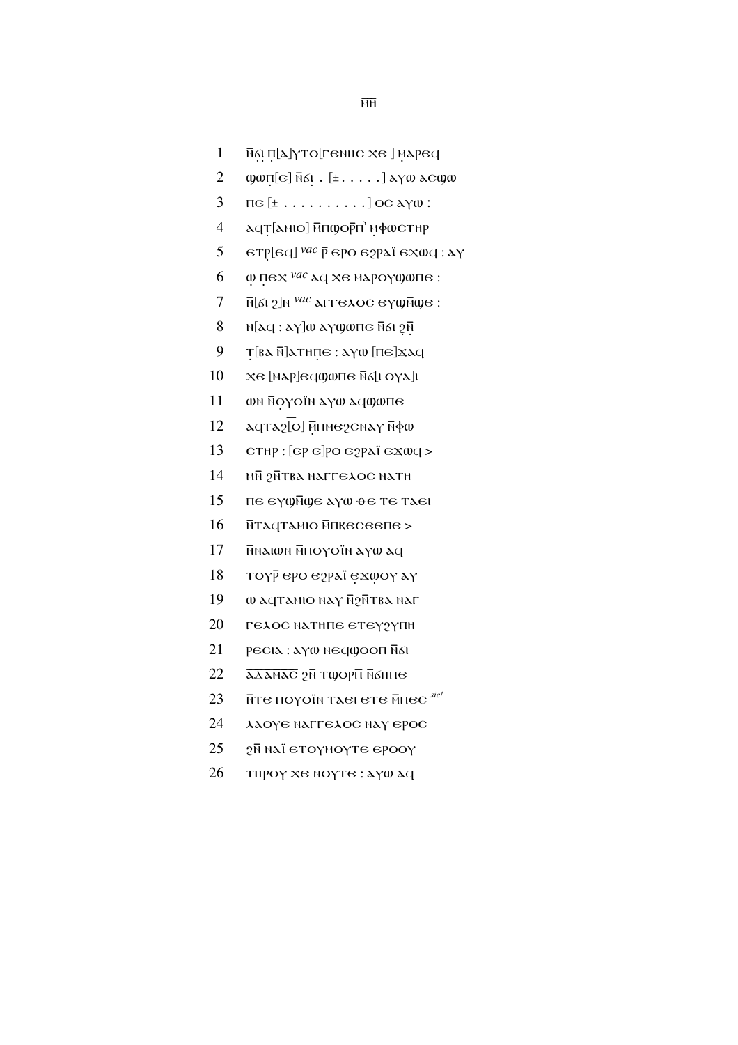ⲙ̄ⲏ̄

1 ⲛ̄ϭ̣ⲓ̣ ⲡ̣[ⲁ]ⲩⲧⲟ[ⲅⲉⲛⲏⲥ ϫⲉ ] ⲙ̣ⲁⲣⲉϥ

2 ϣⲱⲡ̣[ⲉ] ⲛ̄ϭⲓ̣ . [± . . . . . ] ⲁⲩⲱ ⲁⲥϣⲱ

3 ⲡⲉ [± . . . . . . . . . . ] ⲟⲥ ⲁⲩⲱ :

4 ⲁϥⲧ̣[ⲁⲙⲓⲟ] ⲙ̄ⲡϣⲟⲣⲡ̄` ⲙ̣ⲫⲱⲥⲧⲏⲣ

5 ⲉⲧⲣ̣[ⲉϥ] *vac* ⲣ̄ ⲉⲣⲟ ⲉϩⲣⲁⲓ̈ ⲉϫⲱϥ : ⲁⲩ

6 ⲱ̣ ⲡ̣ⲉϫ *vac* ⲁϥ ϫⲉ ⲙⲁⲣⲟⲩϣⲱⲡⲉ :

7 ⲛ̄[ϭⲓ ϩ]ⲛ *vac* ⲁⲅⲅⲉⲗⲟⲥ ⲉⲩϣⲙ̄ϣⲉ :

8 ⲛ[ⲁϥ : ⲁⲩ]ⲱ ⲁⲩϣⲱⲡⲉ ⲛ̄ϭⲓ ϩ̣ⲛ̄

9 ⲧ̣[ⲃⲁ ⲛ̄]ⲁⲧⲏⲡ̣ⲉ : ⲁⲩⲱ [ⲡⲉ]ϫⲁϥ

10 ϫⲉ [ⲙⲁⲣ]ⲉϥϣⲱⲡⲉ ⲛ̄ϭ[ⲓ ⲟⲩⲁ]ⲓ

11 ⲱⲛ ⲙ̄ⲡ̣ⲟⲩⲟⲓ̈ⲛ ⲁⲩⲱ ⲁϥϣⲱⲡⲉ

12 ⲁϥⲧⲁϩ[ⲟ̄] ⲙ̄ⲡ̣ⲙⲉϩⲥⲛⲁⲩ ⲙ̄ⲫⲱ

13 ⲥⲧⲏⲣ : [ⲉⲣ ⲉ]ⲣⲟ ⲉϩⲣⲁⲓ̈ ⲉϫⲱϥ >

14 ⲙⲛ̄ ϩⲛ̄ⲧⲃⲁ ⲛⲁⲅⲅⲉⲗⲟⲥ ⲛⲁⲧⲏ

15 ⲡⲉ ⲉⲩϣⲙ̄ϣⲉ ⲁⲩⲱ ⲑⲉ ⲧⲉ ⲧⲁⲉⲓ

16 ⲛ̄ⲧⲁϥⲧⲁⲙⲓⲟ ⲙ̄ⲡⲕⲉⲥⲉⲉⲡⲉ >

17 ⲛ̄ⲛⲁⲓⲱⲛ ⲙ̄ⲡⲟⲩⲟⲓ̈ⲛ ⲁⲩⲱ ⲁϥ

18 ⲧⲟⲩⲣ̄ ⲉⲣⲟ ⲉϩⲣⲁⲓ̈ ⲉ̣ϫⲱ̣ⲟⲩ ⲁⲩ

19 ⲱ ⲁϥⲧⲁⲙⲓⲟ ⲛⲁⲩ ⲛ̄ϩⲛ̄ⲧⲃⲁ ⲛⲁⲅ

20 ⲅⲉⲗⲟⲥ ⲛⲁⲧⲏⲡⲉ ⲉⲧⲉⲩϩⲩⲡⲏ

21 ⲣⲉⲥⲓⲁ : ⲁⲩⲱ ⲛⲉϥϣⲟⲟⲡ ⲛ̄ϭⲓ

22 ⲁ̄ⲇ̄ⲁ̄ⲙ̄ⲁ̄ⲥ̄ ϩⲛ̄ ⲧϣⲟⲣⲡ̄ ⲛ̄ϭⲏⲡⲉ

23 ⲛ̄ⲧⲉ ⲡⲟⲩⲟⲓ̈ⲛ ⲧⲁⲉⲓ ⲉⲧⲉ ⲙ̄ⲡⲉⲥ *sic!*

24 ⲗⲁⲟⲩⲉ ⲛⲁⲅⲅⲉⲗⲟⲥ ⲛⲁⲩ ⲉⲣⲟⲥ

25 ϩⲛ̄ ⲛⲁⲓ̈ ⲉⲧⲟⲩⲙⲟⲩⲧⲉ ⲉⲣⲟⲟⲩ

26 ⲧⲏⲣⲟⲩ ϫⲉ ⲛⲟⲩⲧⲉ : ⲁⲩⲱ ⲁϥ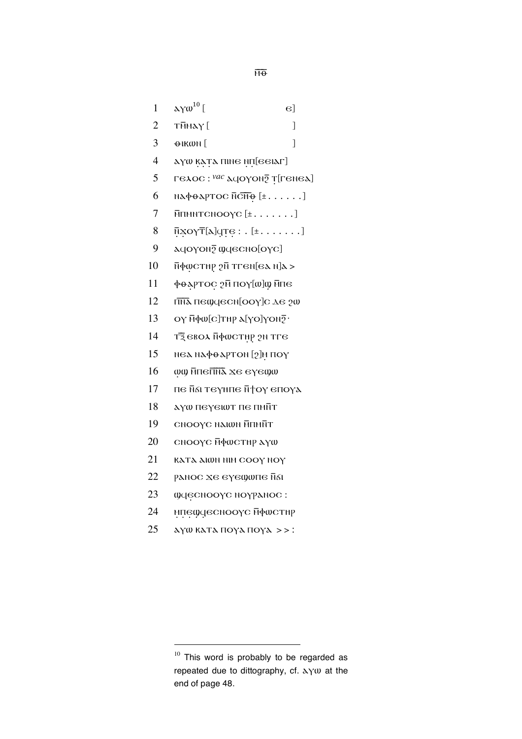ⲙ̄ⲑ

1 ⲁⲩⲱ[10] [ ⲉ]
2 ⲧⲙ̄ⲙⲁⲩ [ ]
3 ⲑⲓⲕⲱⲛ [ ]
4 ⲁⲩⲱ ⲕ̣ⲁ̣ⲧ̣ⲁ ⲡⲓⲛⲉ ⲛ̣ⲡ̣[ⲉⲉⲓⲁⲅ]
5 ⲅⲉⲗⲟⲥ : *vac* ⲁϥⲟⲩⲟⲛϩ̄ ⲧ̣[ⲅⲉⲛⲉⲁ]
6 ⲛⲁⲫⲑⲁⲣⲧⲟⲥ ⲛ̄ⲥ̄ⲏ̄ⲑ̣̄ [± . . . . . .]
7 ⲙ̄ⲡⲙⲛⲧⲥⲛⲟⲟⲩⲥ [± . . . . . . .]
8 ⲛ̣̄ϫ̣ⲟⲩⲧ̄[ⲁ]ϥⲧ̣ⲉ̣ : . [± . . . . . . .]
9 ⲁϥⲟⲩⲟⲛϩ̄ ϣϥⲉⲥⲛⲟ[ⲟⲩⲥ]
10 ⲙ̄ⲫ̣ⲱⲥⲧⲏⲣ̣ ϩⲙ̄ ⲧⲅⲉⲛ[ⲉⲁ ⲛ]ⲁ >
11 ⲫⲑ̣ⲁⲣⲧⲟⲥ̣ ϩⲙ̄ ⲡⲟⲩ[ⲱ]ϣ̣ ⲙ̄ⲡⲉ
12 ⲡ̄ⲛ̄ⲁ̄ ⲡⲉϣϥⲉⲥⲛ[ⲟⲟⲩ]ⲥ ⲇⲉ ϩⲱ
13 ⲟⲩ ⲙ̄ⲫⲱ[ⲥ]ⲧⲏⲣ ⲁ[ⲩⲟ]ⲩⲟⲛϩ̄·
14 ⲧ̄ⲝ̄ ⲉⲃⲟⲗ ⲙ̄ⲫⲱⲥⲧⲏ̣ⲣ̣ ϩⲛ ⲧⲅⲉ
15 ⲛⲉⲁ ⲛⲁⲫⲑⲁⲣⲧⲟⲛ [ϩ]ⲙ̣ ⲡⲟⲩ
16 ⲱ̣ϣ ⲙ̄ⲡⲉⲡ̄ⲛ̄ⲁ̄ ϫⲉ ⲉⲩⲉϣⲱ
17 ⲡⲉ ⲛ̄ϭⲓ ⲧⲉⲩⲏⲡⲉ ⲛ̄ϯⲟⲩ ⲉⲡⲟⲩⲁ
18 ⲁⲩⲱ ⲡⲉⲩⲉⲓⲱⲧ ⲡⲉ ⲡⲙⲛ̄ⲧ
19 ⲥⲛⲟⲟⲩⲥ ⲛⲁⲓⲱⲛ ⲙ̄ⲡⲙⲛ̄ⲧ
20 ⲥⲛⲟⲟⲩⲥ ⲙ̄ⲫⲱⲥⲧⲏⲣ ⲁⲩⲱ
21 ⲕⲁⲧⲁ ⲁⲓⲱⲛ ⲛⲓⲙ ⲥⲟⲟⲩ ⲛⲟⲩ
22 ⲣ̣ⲁⲛⲟⲥ ϫⲉ ⲉⲩⲉϣⲱⲡⲉ ⲛ̄ϭⲓ
23 ϣϥⲉ̣ⲥⲛⲟⲟⲩⲥ ⲛⲟⲩⲣⲁⲛⲟⲥ :
24 ⲙ̣ⲡ̣ⲉ̣ϣϥⲉⲥⲛⲟⲟⲩⲥ ⲙ̄ⲫⲱⲥⲧⲏⲣ
25 ⲁⲩⲱ ⲕⲁⲧⲁ ⲡⲟⲩⲁ ⲡⲟⲩⲁ >> :

---

[10] This word is probably to be regarded as repeated due to dittography, cf. ⲁⲩⲱ at the end of page 48.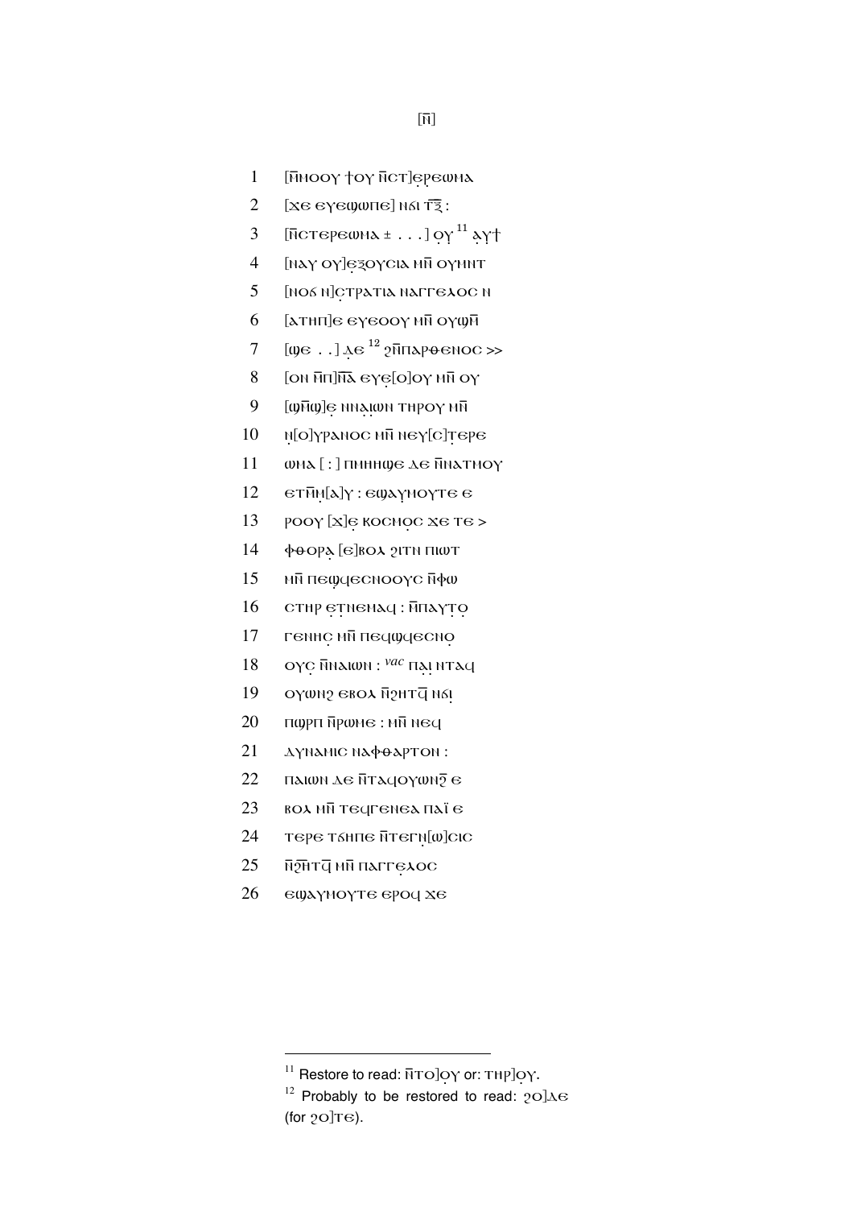[ⲛ̄]

1 [ⲙ̄ⲙⲟⲟⲩ ϯⲟⲩ ⲛ̄ⲥⲧ]ⲉ̣ⲣⲉⲱⲙⲁ

2 [ϫⲉ ⲉⲩⲉϣⲱⲡⲉ] ⲛϭⲓ ⲧ̄ⲋ̄ :

3 [ⲛ̄ⲥⲧⲉⲣⲉⲱⲙⲁ ± . . . ] ⲟ̣ⲩ [11] ⲁ̣ⲩϯ

4 [ⲛⲁⲩ ⲟⲩ]ⲉ̣ⲝⲟⲩⲥⲓⲁ ⲙⲛ̄ ⲟⲩⲙⲛⲧ

5 [ⲛⲟϭ ⲛ]ⲥ̣ⲧⲣⲁⲧⲓⲁ ⲛⲁⲅⲅⲉⲗⲟⲥ ⲛ

6 [ⲁⲧⲏⲡ]ⲉ ⲉⲩⲉⲟⲟⲩ ⲙⲛ̄ ⲟⲩϣⲙ̄

7 [ϣⲉ . . ] ⲇ̣ⲉ [12] ϩⲙ̄ⲡⲁⲣⲑⲉⲛⲟⲥ >>

8 [ⲟⲛ ⲙ̄ⲡ]ⲛ̄ⲁ̄ ⲉⲩⲉ̣[ⲟ]ⲟⲩ ⲙⲛ̄ ⲟⲩ

9 [ϣⲙ̄ϣ]ⲉ̣ ⲛⲛⲁ̣ⲓⲱⲛ ⲧⲏⲣⲟⲩ ⲙⲛ̄

10 ⲛ̣[ⲟ]ⲩⲣⲁⲛⲟⲥ ⲙⲛ̄ ⲛⲉⲩ[ⲥ]ⲧ̣ⲉⲣⲉ

11 ⲱⲙⲁ [ : ] ⲡⲙⲏⲏϣⲉ ⲇⲉ ⲙ̄ⲛⲁⲧⲙⲟⲩ

12 ⲉⲧⲙ̄ⲙ̣[ⲁ]ⲩ : ⲉϣⲁⲩⲙⲟⲩⲧⲉ ⲉ

13 ⲣⲟⲟⲩ [ϫ]ⲉ̣ ⲕⲟⲥⲙⲟ̣ⲥ ϫⲉ ⲧⲉ >

14 ⲫⲑⲟⲣⲁ̣ [ⲉ]ⲃⲟⲗ ϩⲓⲧⲛ ⲡⲓⲱⲧ

15 ⲙⲛ̄ ⲡⲉϣϥⲉⲥⲛⲟⲟⲩⲥ ⲙ̄ⲫⲱ

16 ⲥⲧⲏⲣ ⲉ̣ⲧⲛ̄ⲉⲛⲁϥ : ⲙ̄ⲡⲁⲩⲧ̣ⲟ̣

17 ⲅⲉⲛⲏⲥ̣ ⲙⲛ̄ ⲡⲉϥϣϥⲉⲥⲛⲟ̣

18 ⲟⲩⲥ̣ ⲙ̄ⲛⲁⲓⲱⲛ : *vac* ⲡⲁ̣ⲓ̣ ⲛⲧⲁϥ

19 ⲟⲩⲱⲛϩ ⲉⲃⲟⲗ ⲙ̄ϩⲏⲧϥ̄ ⲛϭ̣ⲓ

20 ⲡϣⲣⲡ ⲙ̄ⲣⲱⲙⲉ : ⲙⲛ̄ ⲛⲉϥ

21 ⲇ̣ⲩⲛⲁⲙⲓⲥ ⲛⲁⲫⲑⲁⲣⲧⲟⲛ :

22 ⲡⲁⲓⲱⲛ ⲇⲉ ⲛ̄ⲧⲁϥⲟⲩⲱⲛϩ̄ ⲉ

23 ⲃⲟⲗ ⲙⲛ̄ ⲧⲉϥⲅⲉⲛⲉⲁ ⲡⲁⲓ̈ ⲉ

24 ⲧⲉⲣⲉ ⲧϭⲏⲡⲉ ⲛ̄ⲧⲉⲅⲛ̣[ⲱ]ⲥⲓⲥ

25 ⲛ̄ϩⲏⲧϥ̄ ⲙⲛ̄ ⲡⲁⲅⲅⲉ̣ⲗⲟⲥ

26 ⲉϣⲁⲩⲙⲟⲩⲧⲉ ⲉⲣⲟϥ ϫⲉ

---

[11] Restore to read: ⲛ̄ⲧⲟ]ⲟ̣ⲩ or: ⲧⲏⲣ]ⲟ̣ⲩ.

[12] Probably to be restored to read: ϩⲟ]ⲇⲉ (for ϩⲟ]ⲧⲉ).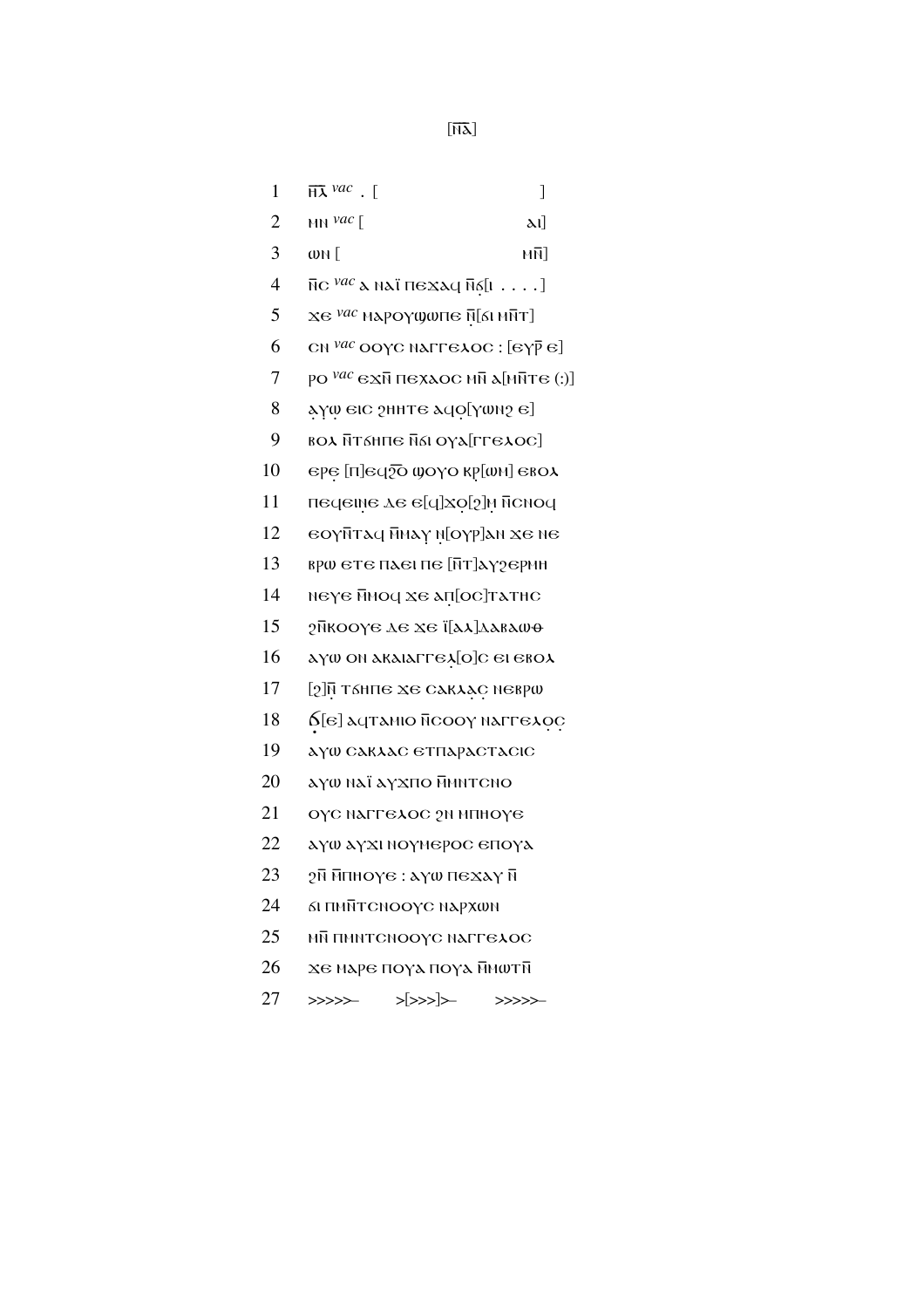[ⲛ̅ⲗ̅]

1 ⲛ̅ⲗ̅ *vac* . [ ]
2 ⲙⲛ *vac* [ ⲁⲓ]
3 ⲱⲛ [ ⲙ̅ⲛ̅]
4 ⲛ̅ⲥ *vac* ⲁ ⲛⲁϊ ⲡⲉϫⲁϥ ⲛ̅ϭ̣[ⲓ . . . .]
5 ϫⲉ *vac* ⲙⲁⲣⲟⲩϣⲱⲡⲉ ⲛ̣̅[ϭⲓ ⲙ̅ⲛ̅ⲧ]
6 ⲥⲛ *vac* ⲟⲟⲩⲥ ⲛⲁⲅⲅⲉⲗⲟⲥ : [ⲉⲩⲣ̅ ⲉ]
7 ⲣⲟ *vac* ⲉϫⲛ̅ ⲡⲉϫⲁⲟⲥ ⲙⲛ̅ ⲁ[ⲙⲛ̅ⲧⲉ (:)]
8 ⲁ̣ⲩⲱ̣ ⲉⲓⲥ ϩⲏⲏⲧⲉ ⲁϥⲟ̣[ⲩⲱⲛϩ ⲉ]
9 ⲃⲟⲗ ⲛ̅ⲧϭⲏⲡⲉ ⲛ̅ϭⲓ ⲟⲩⲁ[ⲅⲅⲉⲗⲟⲥ]
10 ⲉⲣⲉ̣ [ⲡ]ⲉϥϩ̅ⲟ̅ ϣⲟⲩⲟ ⲕⲣ̣[ⲱⲙ] ⲉⲃⲟⲗ
11 ⲡⲉϥⲉⲓⲛ̣ⲉ ⲇⲉ ⲉ[ϥ]ϫⲟ̣[ϩ]ⲙ̣ ⲛ̅ⲥⲛⲟϥ
12 ⲉⲟⲩⲛ̅ⲧⲁϥ ⲙ̅ⲙⲁⲩ ⲛ̣[ⲟⲩⲣ]ⲁⲛ ϫⲉ ⲛⲉ
13 ⲃⲣⲱ ⲉⲧⲉ ⲡⲁⲉⲓ ⲡⲉ [ⲛ̅ⲧ]ⲁⲩϩⲉⲣⲙⲏ
14 ⲛⲉⲩⲉ ⲙ̅ⲙⲟϥ ϫⲉ ⲁⲡ̣[ⲟⲥ]ⲧⲁⲧⲏⲥ
15 ϩⲛ̅ⲕⲟⲟⲩⲉ ⲇⲉ ϫⲉ ⲓ̈[ⲁⲗ]ⲇⲁⲃⲁⲱⲑ
16 ⲁⲩⲱ ⲟⲛ ⲁⲕⲁⲓⲁⲅⲅⲉⲗ̣[ⲟ]ⲥ ⲉⲓ ⲉⲃⲟⲗ
17 [ϩ]ⲛ̣̅ ⲧϭⲏⲡⲉ ϫⲉ ⲥⲁⲕⲗ̣ⲁ̣ⲥ̣ ⲛⲉⲃⲣⲱ
18 ϭ̣[ⲉ] ⲁϥⲧⲁⲙⲓⲟ ⲛ̅ⲥⲟⲟⲩ ⲛⲁⲅⲅⲉⲗⲟ̣ⲥ̣
19 ⲁⲩⲱ ⲥⲁⲕⲗⲁⲥ ⲉⲧⲡⲁⲣⲁⲥⲧⲁⲥⲓⲥ
20 ⲁⲩⲱ ⲛⲁϊ ⲁⲩϫⲡⲟ ⲙ̅ⲙⲛⲧⲥⲛⲟ
21 ⲟⲩⲥ ⲛⲁⲅⲅⲉⲗⲟⲥ ϩⲛ ⲙⲡⲏⲟⲩⲉ
22 ⲁⲩⲱ ⲁⲩϫⲓ ⲛⲟⲩⲙⲉⲣⲟⲥ ⲉⲡⲟⲩⲁ
23 ϩⲛ̅ ⲙ̅ⲡⲏⲟⲩⲉ : ⲁⲩⲱ ⲡⲉϫⲁⲩ ⲛ̅
24 ϭⲓ ⲡⲙⲛ̅ⲧⲥⲛⲟⲟⲩⲥ ⲛⲁⲣⲭⲱⲛ
25 ⲙⲛ̅ ⲡⲙⲛⲧⲥⲛⲟⲟⲩⲥ ⲛⲁⲅⲅⲉⲗⲟⲥ
26 ϫⲉ ⲙⲁⲣⲉ ⲡⲟⲩⲁ ⲡⲟⲩⲁ ⲙ̅ⲙⲱⲧⲛ̅
27 >>>>>– >[>>>]>– >>>>>–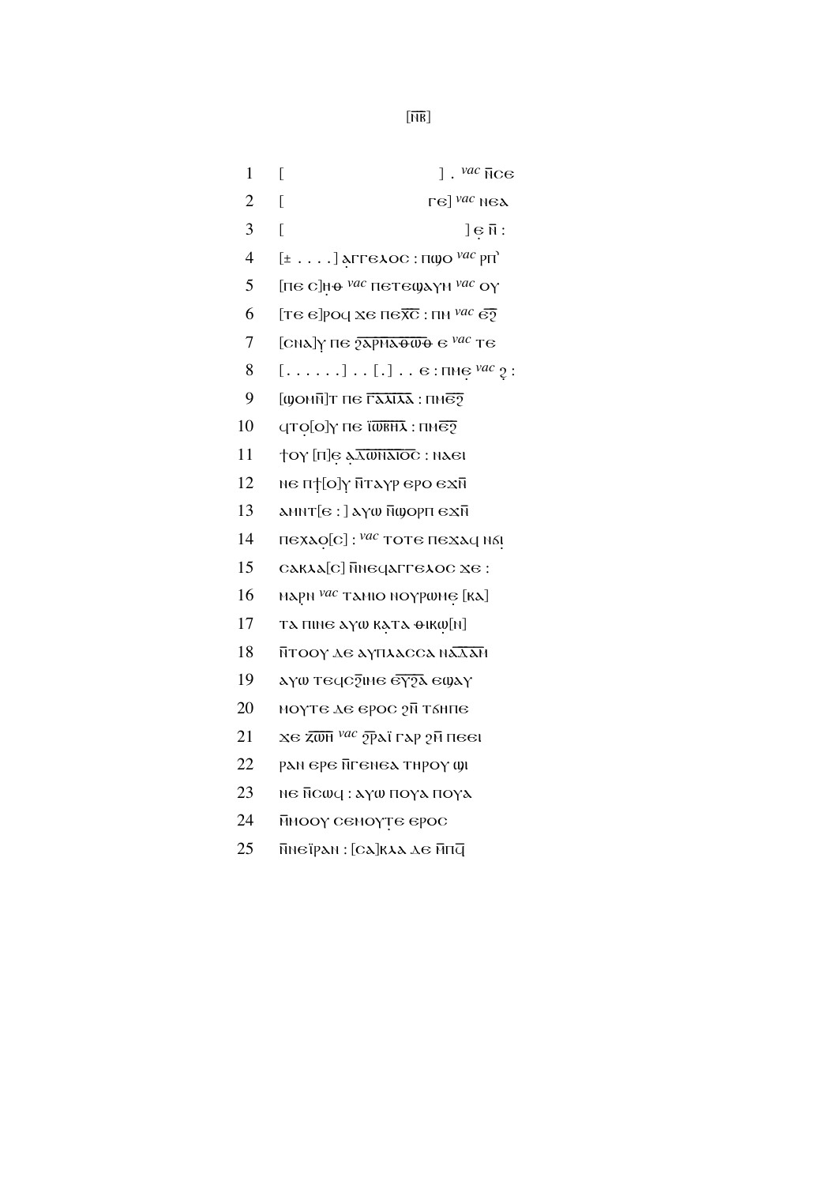[ⲚⲂ̄]

1 [ ] . *vac* ⲛ̄ⲥⲉ

2 [ ⲅⲉ] *vac* ⲛⲉⲁ

3 [ ] ⲉ̣ ⲛ̄ :

4 [± . . . .] ⲁ̣ⲅⲅⲉⲗⲟⲥ : ⲡϣⲟ *vac* ⲣⲡ̀

5 [ⲡⲉ ⲥ]ⲏ̣ⲑ *vac* ⲡⲉⲧⲉϣⲁⲩⲏ *vac* ⲟⲩ

6 [ⲧⲉ ⲉ]ⲣⲟϥ ϫⲉ ⲡⲉⲭ̅ⲥ̅ : ⲡⲙ *vac* ⲉ̅ϩ̅

7 [ⲥⲛⲁ]ⲩ ⲡⲉ ϩ̅ⲁ̅ⲣ̅ⲙ̅ⲁ̅ⲑ̅ⲱ̅ⲑ̅ ⲉ *vac* ⲧⲉ

8 [. . . . . .] . . [.] . . ⲉ : ⲡⲙⲉ̣ *vac* ϩ̣ :

9 [ϣⲟⲙⲛ̄]ⲧ ⲡⲉ ⲅ̅ⲁ̅ⲗ̅ⲓ̅ⲗ̅ⲁ̅ : ⲡⲙⲉ̅ϩ̅

10 ϥⲧⲟ̣[ⲟ]ⲩ ⲡⲉ ⲓ̈ⲱ̅ⲃ̅ⲏ̅ⲗ̅ : ⲡⲙⲉ̅ϩ̅

11 ϯⲟⲩ [ⲡ]ⲉ̣ ⲁ̣ⲇ̅ⲱ̅ⲛ̅ⲁ̅ⲓ̅ⲟ̅ⲥ̅ : ⲛⲁⲉⲓ

12 ⲛⲉ ⲡϯ[ⲟ]ⲩ ⲛ̄ⲧⲁⲩⲣ ⲉⲣⲟ ⲉϫⲛ̄

13 ⲁⲙⲛⲧ[ⲉ : ] ⲁⲩⲱ ⲛ̄ϣⲟⲣⲡ ⲉϫⲛ̄

14 ⲡⲉⲭⲁⲟ̣[ⲥ] : *vac* ⲧⲟⲧⲉ ⲡⲉϫⲁϥ ⲛϭ̣ⲓ̣

15 ⲥⲁⲕⲗⲁ[ⲥ] ⲛ̄ⲛⲉϥⲁⲅⲅⲉⲗⲟⲥ ϫⲉ :

16 ⲙⲁⲣⲛ *vac* ⲧⲁⲙⲓⲟ ⲛⲟⲩⲣⲱⲙⲉ̣ [ⲕⲁ]

17 ⲧⲁ ⲡⲓⲛⲉ ⲁⲩⲱ ⲕ̣ⲁⲧⲁ ⲑⲓⲕⲱ̣[ⲛ]

18 ⲛ̄ⲧⲟⲟⲩ ⲇⲉ ⲁⲩⲡⲗⲁⲥⲥⲁ ⲛⲁ̅ⲇ̅ⲁ̅ⲙ̅

19 ⲁⲩⲱ ⲧⲉϥⲥϩⲓⲙⲉ ⲉ̅ⲩ̅ϩ̅ⲁ̅ ⲉϣⲁⲩ

20 ⲙⲟⲩⲧⲉ ⲇⲉ ⲉⲣⲟⲥ ϩⲛ̄ ⲧϭⲏⲡⲉ

21 ϫⲉ ⲍ̅ⲱ̅ⲏ̅ *vac* ϩ̅ⲣⲁ̈ⲓ ⲅⲁⲣ ϩⲛ̄ ⲡⲉⲉⲓ

22 ⲣⲁⲛ ⲉⲣⲉ ⲛ̄ⲅⲉⲛⲉⲁ ⲧⲏⲣⲟⲩ ϣⲓ

23 ⲛⲉ ⲛ̄ⲥⲱϥ : ⲁⲩⲱ ⲡⲟⲩⲁ ⲡⲟⲩⲁ

24 ⲙ̄ⲙⲟⲟⲩ ⲥⲉⲙⲟⲩⲧ̣ⲉ ⲉⲣⲟⲥ

25 ⲛ̄ⲛⲉⲓ̈ⲣⲁⲛ : [ⲥⲁ]ⲕⲗⲁ ⲇⲉ ⲙ̄ⲡϥ̅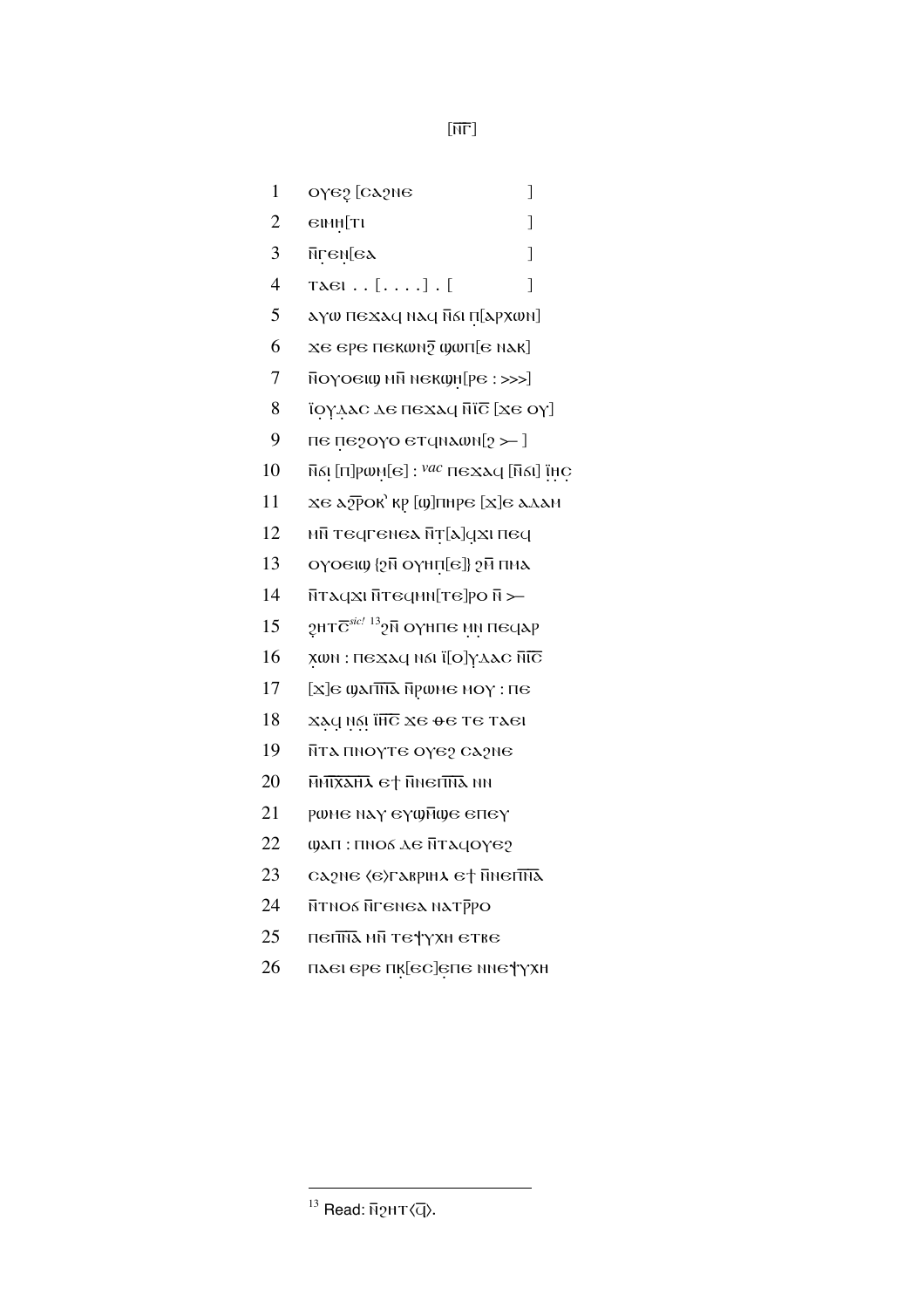[ⲚⲄ̄]

1 ⲟⲩⲉϩ [ⲥⲁϩⲛⲉ ]
2 ⲉⲓⲙⲏ̣[ⲧⲓ ]
3 ⲛ̄ⲅⲉⲛ̣[ⲉⲁ ]
4 ⲧⲁⲉⲓ . . [. . . .] . [ ]
5 ⲁⲩⲱ ⲡⲉϫⲁϥ ⲛⲁϥ ⲛ̄ϭⲓ ⲡ̣[ⲁⲣⲭⲱⲛ]
6 ϫⲉ ⲉⲣⲉ ⲡⲉⲕⲱⲛϩ̄ ϣⲱⲡ[ⲉ ⲛⲁⲕ]
7 ⲛ̄ⲟⲩⲟⲉⲓϣ ⲙⲛ̄ ⲛⲉⲕϣⲏ̣[ⲣⲉ : >>>]
8 ⲓ̈ⲟ̣ⲩ̣ⲇⲁⲥ ⲇⲉ ⲡⲉϫⲁϥ ⲛ̄ⲓ̈ⲥ̄ [ϫⲉ ⲟⲩ]
9 ⲡⲉ ⲡ̣ⲉϩⲟⲩⲟ ⲉⲧϥⲛⲁⲱⲛ[ϩ >— ]
10 ⲛ̄ϭ̣ⲓ [ⲡ]ⲣⲱⲙ̣[ⲉ] : *vac* ⲡⲉϫⲁϥ [ⲛ̄ϭⲓ] ⲓ̣̈ⲏ̣ⲥ̣
11 ϫⲉ ⲁϩ̄ⲣⲟⲕʾ ⲕⲣ̣ [ϣ]ⲡⲏⲣⲉ [ϫ]ⲉ ⲁⲇⲁⲙ
12 ⲙⲛ̄ ⲧⲉϥⲅⲉⲛⲉⲁ ⲛ̄ⲧ̣[ⲁ]ϥϫⲓ ⲡⲉϥ
13 ⲟⲩⲟⲉⲓϣ {ϩⲛ̄ ⲟⲩⲏⲡ̣[ⲉ]} ϩⲛ̄ ⲡⲙⲁ
14 ⲛ̄ⲧⲁϥϫⲓ ⲛ̄ⲧⲉϥⲙⲛ[ⲧⲉ]ⲣⲟ ⲛ̄ >—
15 ϩ̣ⲏⲧⲥ̄ *sic!* [13]ϩⲛ̄ ⲟⲩⲏⲡⲉ ⲙ̣ⲛ̣ ⲡⲉϥⲁⲣ
16 ⲭ̣ⲱⲛ : ⲡⲉϫⲁϥ ⲛϭⲓ ⲓ̈[ⲟ]ⲩ̣ⲇⲁⲥ ⲛ̄ⲓ̈ⲥ̄
17 [ϫ]ⲉ ϣⲁⲡⲛ̄ⲁ̄ ⲛ̄ⲣ̣ⲱⲙⲉ ⲙⲟⲩ : ⲡⲉ
18 ϫⲁ̣ϥ ⲛ̣ϭ̣ⲓ ⲓ̈ⲏ̄ⲥ̄ ϫⲉ ⲑⲉ ⲧⲉ ⲧⲁⲉⲓ
19 ⲛ̄ⲧⲁ ⲡⲛⲟⲩⲧⲉ ⲟⲩⲉϩ ⲥⲁϩⲛⲉ
20 ⲙ̄ⲙ̄ⲓ̈ⲭ̄ⲁ̄ⲏ̄ⲗ̄ ⲉϯ ⲛ̄ⲛⲉⲡⲛ̄ⲁ̄ ⲛⲛ
21 ⲣⲱⲙⲉ ⲛⲁⲩ ⲉⲩϣⲙ̄ϣⲉ ⲉⲡⲉⲩ
22 ϣⲁⲡ : ⲡⲛⲟϭ ⲇⲉ ⲛ̄ⲧⲁϥⲟⲩⲉϩ
23 ⲥⲁϩⲛⲉ ⟨ⲉ⟩ⲅⲁⲃⲣⲓⲏⲗ ⲉϯ ⲛ̄ⲛⲉⲡⲛ̄ⲁ̄
24 ⲛ̄ⲧⲛⲟϭ ⲛ̄ⲅⲉⲛⲉⲁ ⲛⲁⲧⲣ̄ⲣⲟ
25 ⲡⲉⲡⲛ̄ⲁ̄ ⲙⲛ̄ ⲧⲉⲯⲩⲭⲏ ⲉⲧⲃⲉ
26 ⲡⲁⲉⲓ ⲉⲣⲉ ⲡⲕ̣[ⲉⲥ]ⲉ̣ⲡⲉ ⲛⲛⲉⲯⲩⲭⲏ

[13] Read: ⲛ̄ϩⲏⲧ⟨ϥ̄⟩.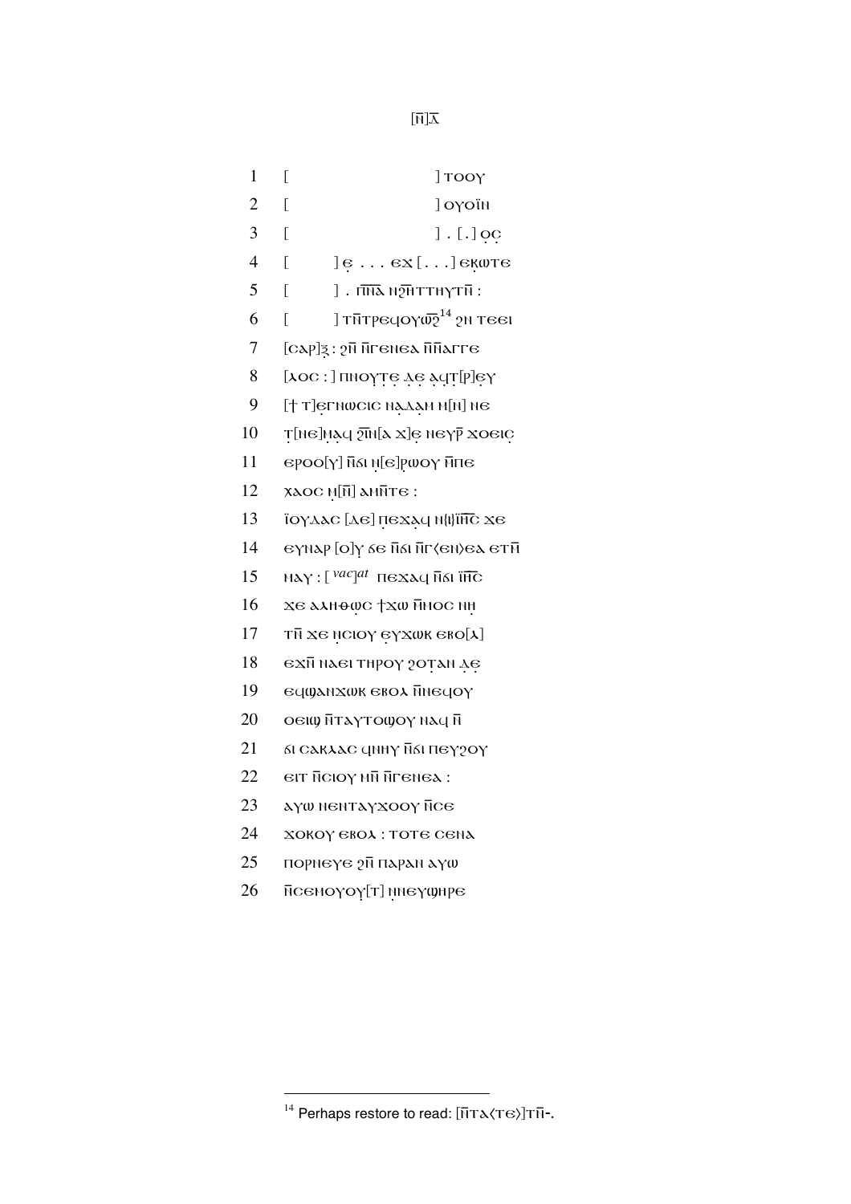[ⲛ̄]ⲇ̄

1 [ ] ⲧⲟⲟⲩ

2 [ ] ⲟⲩⲟ̈ⲛ

3 [ ] . [.] ⲟ̣ⲥ̣

4 [ ] ⲉ̣ . . . ⲉϫ [. . .] ⲉⲕ̣ⲱⲧⲉ

5 [ ] . ⲡ̄ⲛ̄ⲁ̄ ⲛϩ̄ⲏⲧⲧⲏⲩⲧⲛ̄ :

6 [ ] ⲧⲛ̄ⲧⲣⲉϥⲟⲩⲱ̄ϩ̣̄[14] ϩⲛ ⲧⲉⲉⲓ

7 [ⲥⲁⲣ]ⲝ̣ : ϩⲛ̄ ⲛ̄ⲅⲉⲛⲉⲁ ⲛ̄ⲛ̄ⲁⲅⲅⲉ

8 [ⲗⲟⲥ :] ⲡⲛⲟⲩ̣ⲧⲉ̣ ⲇ̣ⲉ̣ ⲁ̣ϥⲧ̣[ⲣ]ⲉ̣ⲩ̣

9 [† ⲧ]ⲉ̣ⲅⲛⲱⲥⲓⲥ ⲛ̣ⲁ̣ⲇ̣ⲁ̣ⲙ̣ ⲙ[ⲛ] ⲛⲉ

10 ⲧ̣[ⲛⲉ]ⲙ̣ⲁ̣ϥ ϩ̄ⲓⲛ̄[ⲁ ϫ]ⲉ̣ ⲛⲉⲩⲣ̄ ϫⲟⲉⲓⲥ̣

11 ⲉⲣⲟⲟ[ⲩ] ⲛ̄ϭⲓ ⲛ̣[ⲉ]ⲣ̣ⲱⲟⲩ ⲙ̄ⲡⲉ

12 ⲭⲁⲟⲥ ⲙ̣[ⲛ̄] ⲁⲙⲛ̄ⲧⲉ :

13 ⲓ̈ⲟⲩⲇⲁⲥ [ⲇⲉ] ⲡ̣ⲉϫⲁ̣ϥ ⲛ(ⲓ)ⲓ̈ⲏ̄ⲥ̄ ϫⲉ

14 ⲉⲩⲛⲁⲣ [ⲟ]ⲩ ϭⲉ ⲛ̄ϭⲓ ⲛ̄ⲅ⟨ⲉⲛ⟩ⲉⲁ ⲉⲧⲛ̄

15 ⲛⲁⲩ : [ *vac*]*at* ⲡⲉϫⲁϥ ⲛ̄ϭⲓ ⲓ̈ⲏ̄ⲥ̄

16 ϫⲉ ⲁⲗⲏⲑⲱ̣ⲥ †ϫⲱ ⲙ̄ⲙⲟⲥ ⲛⲏ̣

17 ⲧⲛ̄ ϫⲉ ⲛ̣ⲥⲓⲟⲩ ⲉ̣ⲩϫⲱⲕ ⲉⲃⲟ[ⲗ]

18 ⲉϫⲛ̄ ⲛⲁⲉⲓ ⲧⲏⲣⲟⲩ ϩⲟⲧ̣ⲁⲛ ⲇ̣ⲉ̣

19 ⲉϥϣⲁⲛϫⲱⲕ ⲉⲃⲟⲗ ⲛ̄ⲛⲉϥⲟⲩ

20 ⲟⲉⲓϣ ⲛ̄ⲧⲁⲩⲧⲟϣⲟⲩ ⲛⲁϥ ⲛ̄

21 ϭⲓ ⲥⲁⲕⲗⲁⲥ ϥⲛⲏⲩ ⲛ̄ϭⲓ ⲡⲉⲩϩⲟⲩ

22 ⲉⲓⲧ ⲛ̄ⲥⲓⲟⲩ ⲙⲛ̄ ⲛ̄ⲅⲉⲛⲉⲁ :

23 ⲁⲩⲱ ⲛⲉⲛⲧⲁⲩϫⲟⲟⲩ ⲛ̄ⲥⲉ

24 ϫⲟⲕⲟⲩ ⲉⲃⲟⲗ : ⲧⲟⲧⲉ ⲥⲉⲛⲁ

25 ⲡⲟⲣⲛⲉⲩⲉ ϩⲛ̄ ⲡⲁⲣⲁⲛ ⲁⲩⲱ

26 ⲛ̄ⲥⲉⲙⲟⲩⲟⲩ[ⲧ] ⲛ̣ⲛⲉⲩϣⲏⲣⲉ

---

[14] Perhaps restore to read: [ⲛ̄ⲧⲁ⟨ⲧⲉ⟩]ⲧⲛ̄-.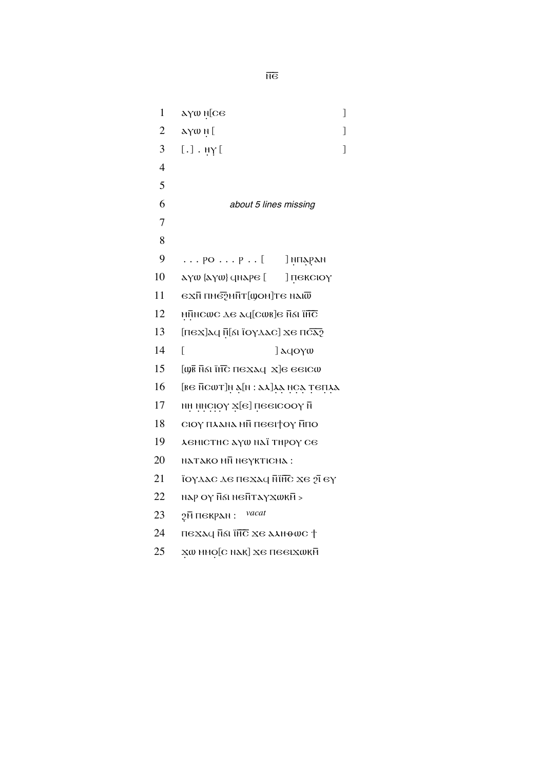ⲛ̅ⲉ̅

1 ⲁⲩⲱ ⲛ̣[ⲥⲉ ]

2 ⲁⲩⲱ ⲛ̣ [ ]

3 [.] . ⲏ̣ⲩ̣ [ ]

4

5

6 *about 5 lines missing*

7

8

9 . . . ⲣⲟ . . . ⲣ . . [ ] ⲛ̣ⲡ̣ⲁ̣ⲣⲁⲛ

10 ⲁⲩⲱ {ⲁⲩⲱ} ϥⲛⲁⲣⲉ [ ] ⲡ̣ⲉⲕⲥⲓⲟⲩ

11 ⲉϫⲛ̅ ⲡⲙⲉϩ̅ⲙⲛ̅ⲧ[ϣⲟⲙ]ⲧⲉ ⲛⲁⲓⲱ̅

12 ⲙ̣ⲛ̅ⲛ̣ⲥⲱⲥ ⲇⲉ ⲁϥ[ⲥⲱⲃ]ⲉ ⲛ̅ϭⲓ ⲓ̈ⲏ̅ⲥ̅

13 [ⲡⲉϫ]ⲁϥ ⲛ̅[ϭⲓ ⲓ̈ⲟⲩⲇⲁⲥ] ϫⲉ ⲡⲥ̅ⲁ̅ϩ̅

14 [ ] ⲁϥⲟⲩⲱ

15 [ϣⲃ̅ ⲛ̅ϭⲓ ⲓ̈ⲏ̅ⲥ̅ ⲡⲉϫⲁϥ ϫ]ⲉ ⲉⲉⲓⲥⲱ

16 [ⲃⲉ ⲛ̅ⲥⲱⲧ]ⲛ̣ ⲁ̣[ⲛ : ⲁⲗ]ⲗ̣ⲁ̣ ⲛ̣ⲥ̣ⲁ̣ ⲧ̣ⲉⲡ̣ⲗ̣ⲁ

17 ⲛⲏ̣ ⲛ̣ⲛ̣ⲥ̣ⲓ̣ⲟ̣ⲩ ϫ̣[ⲉ] ⲡ̣ⲉⲉⲓⲥⲟⲟⲩ ⲛ̅

18 ⲥⲓⲟⲩ ⲡⲗⲁⲛⲁ ⲙⲛ̅ ⲡⲉⲉⲓϯⲟⲩ ⲙ̅ⲡⲟ

19 ⲗⲉⲙⲓⲥⲧⲏⲥ ⲁⲩⲱ ⲛⲁⲓ̈ ⲧⲏⲣⲟⲩ ⲥⲉ

20 ⲛⲁⲧⲁⲕⲟ ⲙⲛ̅ ⲛⲉⲩⲕⲧⲓⲥⲙⲁ :

21 ⲓ̈ⲟⲩⲇⲁⲥ ⲇⲉ ⲡⲉϫⲁϥ ⲛ̅ⲓ̈ⲏ̅ⲥ̅ ϫⲉ ϩⲓ ⲉⲩ

22 ⲛⲁⲣ ⲟⲩ ⲛ̅ϭⲓ ⲛⲉⲛ̅ⲧⲁⲩϫⲱⲕⲙ̅ >

23 ϩ̣ⲙ̅ ⲡⲉⲕⲣⲁⲛ : *vacat*

24 ⲡⲉϫⲁϥ ⲛ̅ϭⲓ ⲓ̈ⲏ̅ⲥ̅ ϫⲉ ⲁⲗⲏⲑⲱⲥ ϯ

25 ϫ̣ⲱ ⲙⲙⲟ̣[ⲥ ⲛⲁⲕ] ϫⲉ ⲡⲉⲉⲓϫⲱⲕⲙ̅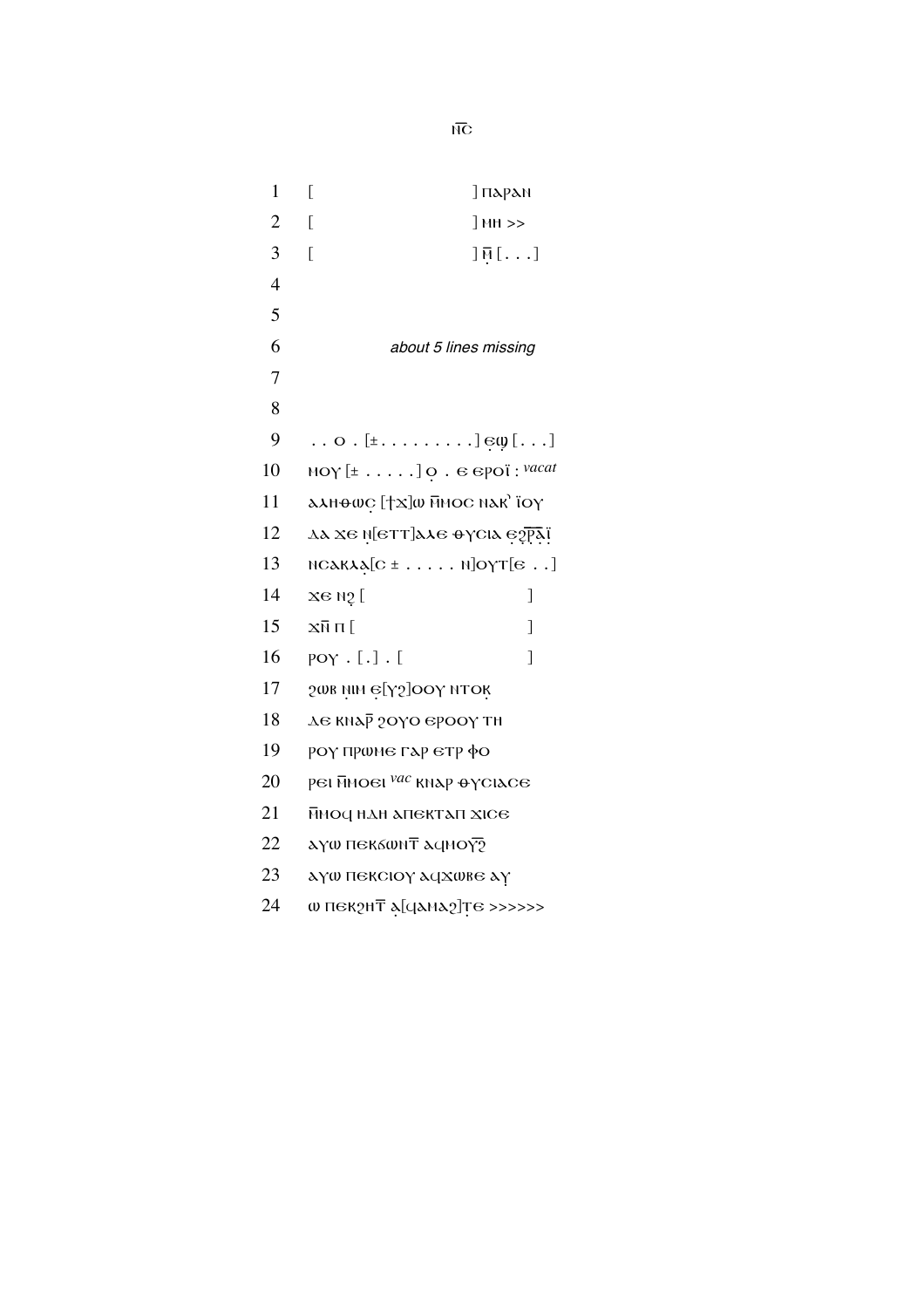N̄C

1 [ ] ⲡⲁⲣⲁⲛ

2 [ ] ⲙⲏ >>

3 [ ] ⲙ̣̄ [. . .]

4

5

6 *about 5 lines missing*

7

8

9 . . ⲟ . [± . . . . . . . . .] ⲉ̣ϣ̣ [. . .]

10 ⲛⲟⲩ [± . . . . .] ⲟ̣ . ⲉ ⲉⲣⲟⲓ̈ : *vacat*

11 ⲁⲗⲏⲑⲱⲥ̣ [ϯϫ]ⲱ ⲙ̄ⲙⲟⲥ ⲛⲁⲕ᾽ ⲓ̈ⲟⲩ

12 ⲇⲁ ϫⲉ ⲛ̣[ⲉⲧⲧ]ⲁⲗⲉ ⲑⲩⲥⲓⲁ ⲉ̣ϩ̣ⲣ̣̄ⲁ̣ⲓ̣̈

13 ⲛⲥⲁⲕⲗⲁ̣[ⲥ ± . . . . . ⲛ]ⲟⲩⲧ[ⲉ . .]

14 ϫⲉ ⲛϩ̣ [ ]

15 ϫⲛ̄ ⲡ [ ]

16 ⲣⲟⲩ . [.] . [ ]

17 ϩⲱⲃ ⲛ̣ⲓⲙ ⲉ̣[ⲩϩ]ⲟⲟⲩ ⲛⲧⲟⲕ̣

18 ⲇⲉ ⲕⲛⲁⲣ̄ ϩⲟⲩⲟ ⲉⲣⲟⲟⲩ ⲧⲏ

19 ⲣⲟⲩ ⲡⲣⲱⲙⲉ ⲅⲁⲣ ⲉⲧⲣ ⲫⲟ

20 ⲣⲉⲓ ⲙ̄ⲙⲟⲉⲓ *vac* ⲕⲛⲁⲣ ⲑⲩⲥⲓⲁⲥⲉ

21 ⲙ̄ⲙⲟϥ ⲏⲇⲏ ⲁⲡⲉⲕⲧⲁⲡ ϫⲓⲥⲉ

22 ⲁⲩⲱ ⲡⲉⲕϭⲱⲛⲧ̄ ⲁϥⲙⲟⲩϩ̄

23 ⲁⲩⲱ ⲡⲉⲕⲥⲓⲟⲩ ⲁϥϫⲱⲃⲉ ⲁⲩ

24 ⲱ ⲡⲉⲕϩⲏⲧ̄ ⲁ̣[ϥⲙⲁϩ]ⲧ̣ⲉ >>>>>>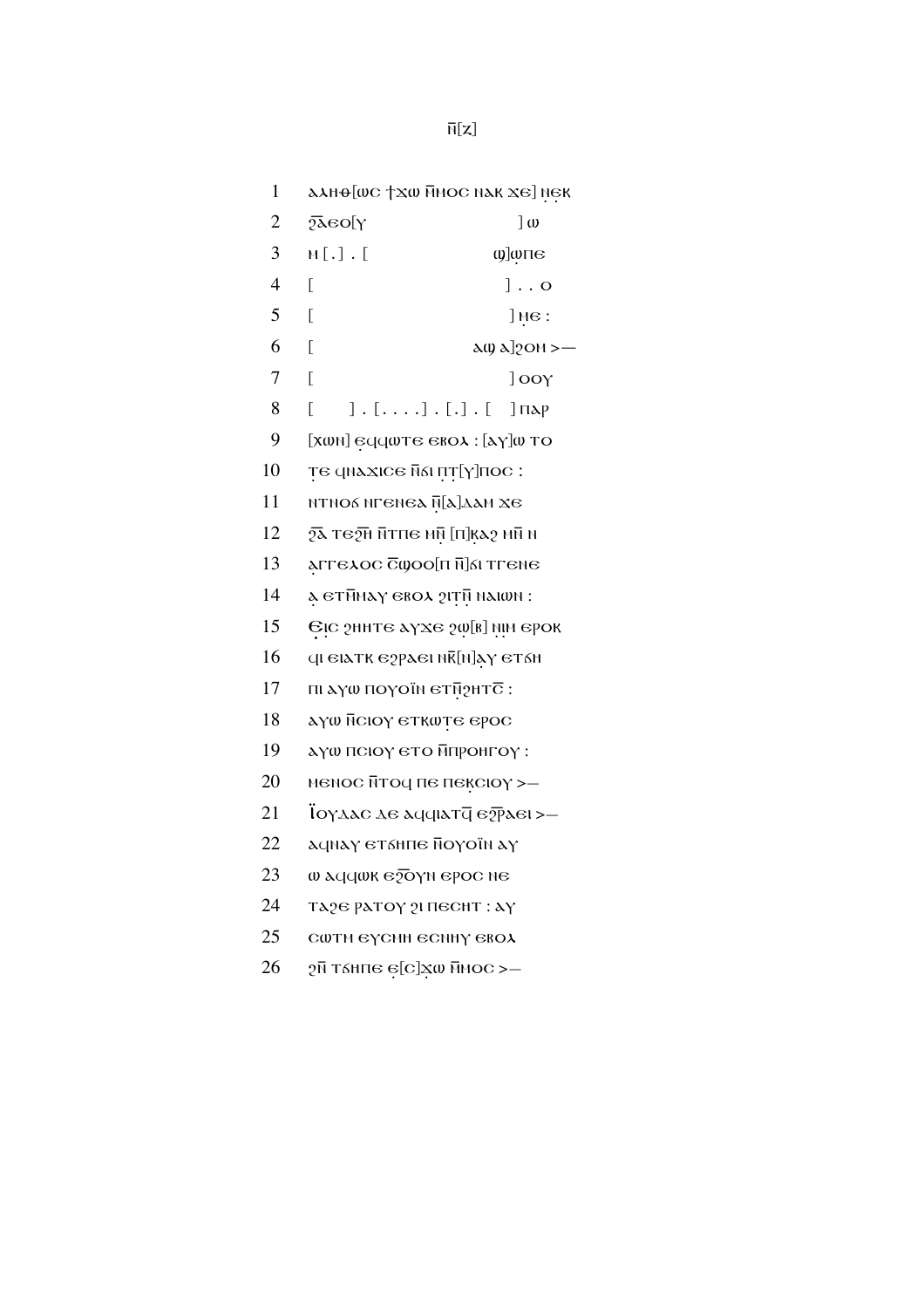ⲛ̅[ⳅ]

1 ⲁⲗⲏⲑ[ⲱⲥ ϯϫⲱ ⲙ̅ⲙⲟⲥ ⲛⲁⲕ ϫⲉ] ⲛ̣ⲉ̣ⲕ
2 ϩ̅ⲁ̅ⲉⲟ[ⲩ ] ⲱ
3 ⲛ [.] . [ ϣ]ⲱⲡⲉ
4 [ ] . . ⲟ
5 [ ] ⲙ̣ⲉ :
6 [ ⲁϣ ⲁ]ϩⲟⲙ >—
7 [ ] ⲟⲟⲩ
8 [ ] . [. . . .] . [.] . [ ] ⲡⲁⲣ
9 [ϫⲱⲛ] ⲉ̣ϥϥⲱⲧⲉ ⲉⲃⲟⲗ : [ⲁⲩ]ⲱ ⲧⲟ
10 ⲧ̣ⲉ ϥⲛⲁϫⲓⲥⲉ ⲛ̅ϭⲓ ⲡ̣ⲧ̣[ⲩ]ⲡⲟⲥ :
11 ⲛⲧⲛⲟϭ ⲛⲅⲉⲛⲉⲁ ⲛ̣̅[ⲁ]ⲇⲁⲙ ϫⲉ
12 ϩ̅ⲁ̅ ⲧⲉϩ̅ⲏ̅ ⲛ̅ⲧⲡⲉ ⲙⲛ̣̅ [ⲡ]ⲕ̣ⲁϩ ⲙⲛ̅ ⲛ
13 ⲁ̣ⲅⲅⲉⲗⲟⲥ ⲥ̅ϣⲟⲟ[ⲡ ⲛ̅]ϭⲓ ⲧⲅⲉⲛⲉ
14 ⲁ̣ ⲉⲧⲙ̅ⲙⲁⲩ ⲉⲃⲟⲗ ϩⲓⲧ̣ⲛ̅ ⲛⲁⲓⲱⲛ :
15 Ⲉ̣ⲓ̣ⲥ ϩⲏⲏⲧⲉ ⲁⲩϫⲉ ϩⲱ̣[ⲃ] ⲛ̣ⲓ̣ⲙ ⲉⲣⲟⲕ
16 ϥⲓ ⲉⲓⲁⲧⲕ ⲉϩⲣⲁⲓ ⲛⲕ̅[ⲛ]ⲁ̣ⲩ ⲉⲧϭⲏ
17 ⲡⲓ ⲁⲩⲱ ⲡⲟⲩⲟⲉⲓ̈ⲛ ⲉⲧⲛ̣̅ϩⲏⲧⲥ̅ :
18 ⲁⲩⲱ ⲛ̅ⲥⲓⲟⲩ ⲉⲧⲕⲱⲧ̣ⲉ ⲉⲣⲟⲥ
19 ⲁⲩⲱ ⲡⲥⲓⲟⲩ ⲉⲧⲟ ⲙ̅ⲡⲣⲟⲏⲅⲟⲩ :
20 ⲛⲉⲛⲟⲥ ⲛ̅ⲧⲟϥ ⲡⲉ ⲡⲉⲕ̣ⲥⲓⲟⲩ >—
21 Ⲓ̈ⲟⲩⲇⲁⲥ ⲇⲉ ⲁϥϥⲓⲁⲧϥ̅ ⲉϩ̅ⲣ̅ⲁⲓ >—
22 ⲁϥⲛⲁⲩ ⲉⲧϭⲏⲡⲉ ⲛ̅ⲟⲩⲟⲉⲓ̈ⲛ ⲁⲩ
23 ⲱ ⲁϥϥⲱⲕ ⲉϩ̅ⲟ̅ⲩⲛ ⲉⲣⲟⲥ ⲛⲉ
24 ⲧⲁϩⲉ ⲣⲁⲧⲟⲩ ϩⲓ ⲡⲉⲥⲏⲧ : ⲁⲩ
25 ⲥⲱⲧⲙ ⲉⲩⲥⲙⲏ ⲉⲥⲛⲏⲩ ⲉⲃⲟⲗ
26 ϩⲛ̅ ⲧϭⲏⲡⲉ ⲉ̣[ⲥ]ϫ̣ⲱ ⲙ̅ⲙⲟⲥ >—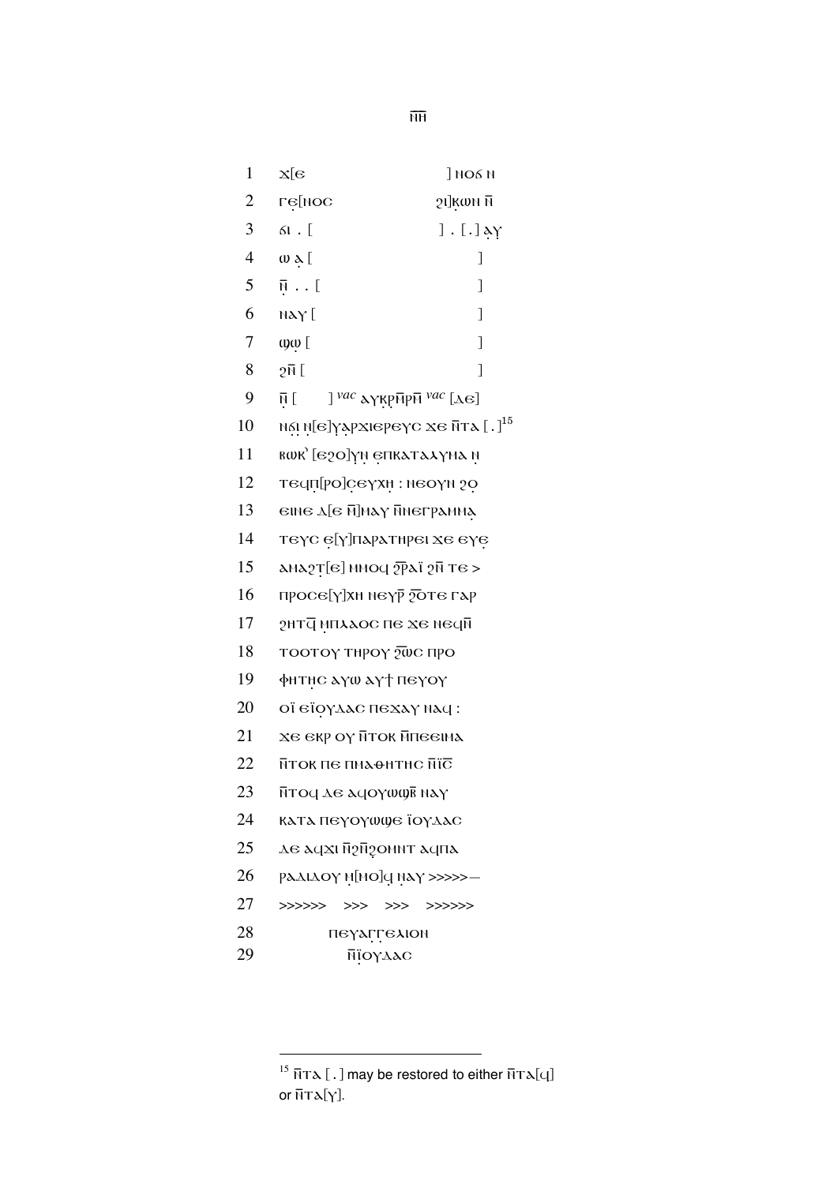ⲚⲎ

1 ϫ[ⲉ ]ⲛⲟϭ ⲛ
2 ⲅⲉ̣[ⲛⲟⲥ ϩⲓ]ⲕ̣ⲱⲛ ⲛ̄
3 ϭⲓ . [ ] . [.] ⲁ̣ⲩ̣
4 ⲱ ⲁ̣ [ ]
5 ⲛ̣̄ . . [ ]
6 ⲛⲁⲩ [ ]
7 ϣϣ̣ [ ]
8 ϩⲛ̄ [ ]
9 ⲛ̣̄ [ ] *vac* ⲁⲩⲕ̣ⲣ̄ⲙ̄ⲣ̄ⲙ̄ *vac* [ⲇⲉ]
10 ⲛ̣ϭ̣ⲓ ⲛ̣[ⲉ]ⲩ̣ⲁ̣ⲣⲭⲓⲉⲣⲉⲩⲥ ϫⲉ ⲛ̄ⲧⲁ [.][15]
11 ⲃⲱⲕʾ [ⲉϩⲟ]ⲩ̣ⲛ̣ ⲉ̣ⲡⲕⲁⲧⲁⲗⲩⲙⲁ ⲛ̣
12 ⲧⲉϥⲡ̣[ⲣⲟ]ⲥ̣ⲉⲩⲭⲏ̣ : ⲛⲉⲟⲩⲛ ϩⲟ̣
13 ⲉⲓⲛⲉ ⲇ[ⲉ ⲙ̄]ⲙⲁⲩ ⲛ̄ⲛⲉⲅⲣⲁⲙⲙⲁ̣
14 ⲧⲉⲩⲥ ⲉ̣[ⲩ]ⲡⲁⲣⲁⲧⲏⲣⲉⲓ ϫⲉ ⲉⲩⲉ̣
15 ⲁⲙⲁϩⲧ̣[ⲉ] ⲙⲙⲟϥ ϩ̄ⲣⲁï ϩⲙ̄ ⲧⲉ >
16 ⲡⲣⲟⲥⲉ[ⲩ]ⲭⲏ ⲛⲉⲩⲣ̄ ϩ̄ⲟⲧⲉ ⲅⲁⲣ
17 ϩⲏⲧϥ̄ ⲙ̣ⲡⲗⲁⲟⲥ ⲡⲉ ϫⲉ ⲛⲉϥⲙ̄
18 ⲧⲟⲟⲧⲟⲩ ⲧⲏⲣⲟⲩ ϩ̄ⲱⲥ ⲡⲣⲟ
19 ⲫⲏⲧⲏ̣ⲥ ⲁⲩⲱ ⲁⲩϯ ⲡⲉⲩⲟⲩ
20 ⲟï ⲉïⲟ̣ⲩⲇⲁⲥ ⲡⲉϫⲁⲩ ⲛⲁϥ :
21 ϫⲉ ⲉⲕⲣ ⲟⲩ ⲛ̄ⲧⲟⲕ ⲙ̄ⲡⲉⲉⲓⲙⲁ
22 ⲛ̄ⲧⲟⲕ ⲡⲉ ⲡⲙⲁⲑⲏⲧⲏⲥ ⲛ̄ⲓ̈ⲥ̄
23 ⲛ̄ⲧⲟϥ ⲇⲉ ⲁϥⲟⲩⲱϣⲃ̄ ⲛⲁⲩ
24 ⲕⲁⲧⲁ ⲡⲉⲩⲟⲩⲱϣⲉ ïⲟⲩⲇⲁⲥ
25 ⲇⲉ ⲁϥϫⲓ ⲛ̄ϩⲙ̄ϩⲟⲙⲛⲧ ⲁϥⲡⲁ
26 ⲣⲁⲇⲓⲇⲟⲩ ⲙ̣[ⲙⲟ]ϥ̣ ⲛ̣ⲁⲩ >>>>>—
27 >>>>>> >>> >>> >>>>>>
28 ⲡⲉⲩⲁⲅ̣ⲅ̣ⲉⲗⲓⲟⲛ
29 ⲛ̄ị̈ⲟⲩⲇⲁⲥ

[15] ⲛ̄ⲧⲁ [.] may be restored to either ⲛ̄ⲧⲁ[ϥ] or ⲛ̄ⲧⲁ[ⲩ].